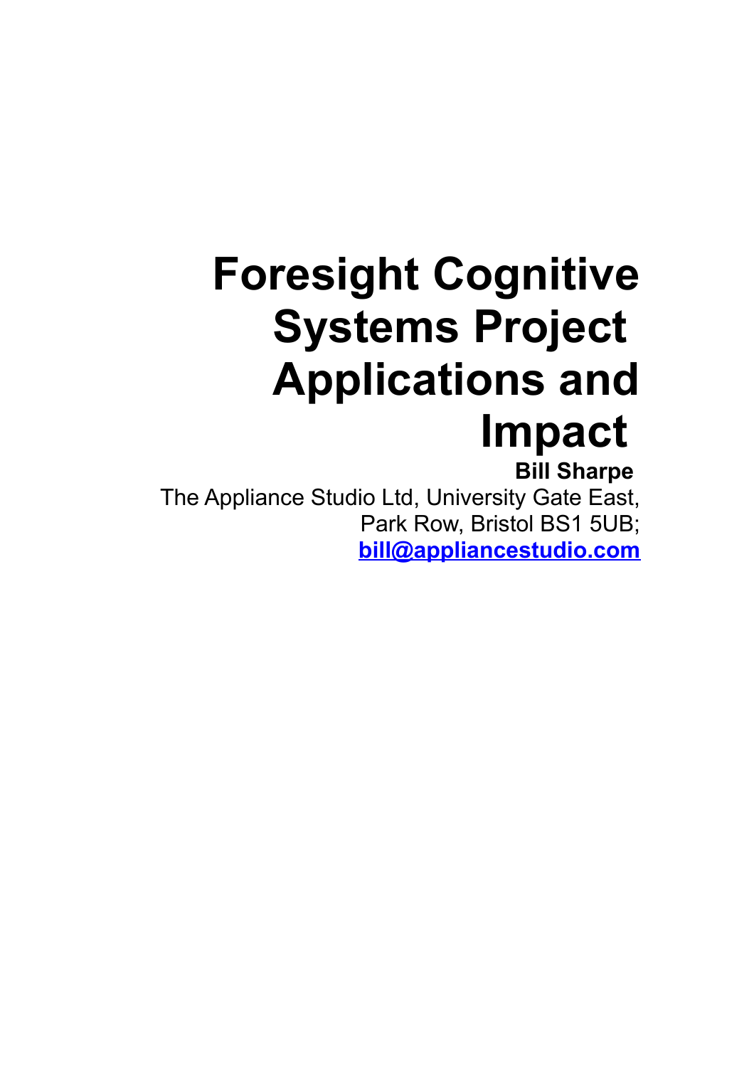# Foresight Cognitive Systems Project Applications and Impact

**Bill Sharpe**

The Appliance Studio Ltd, University Gate East, Park Row, Bristol BS1 5UB; **bill@appliancestudio.com**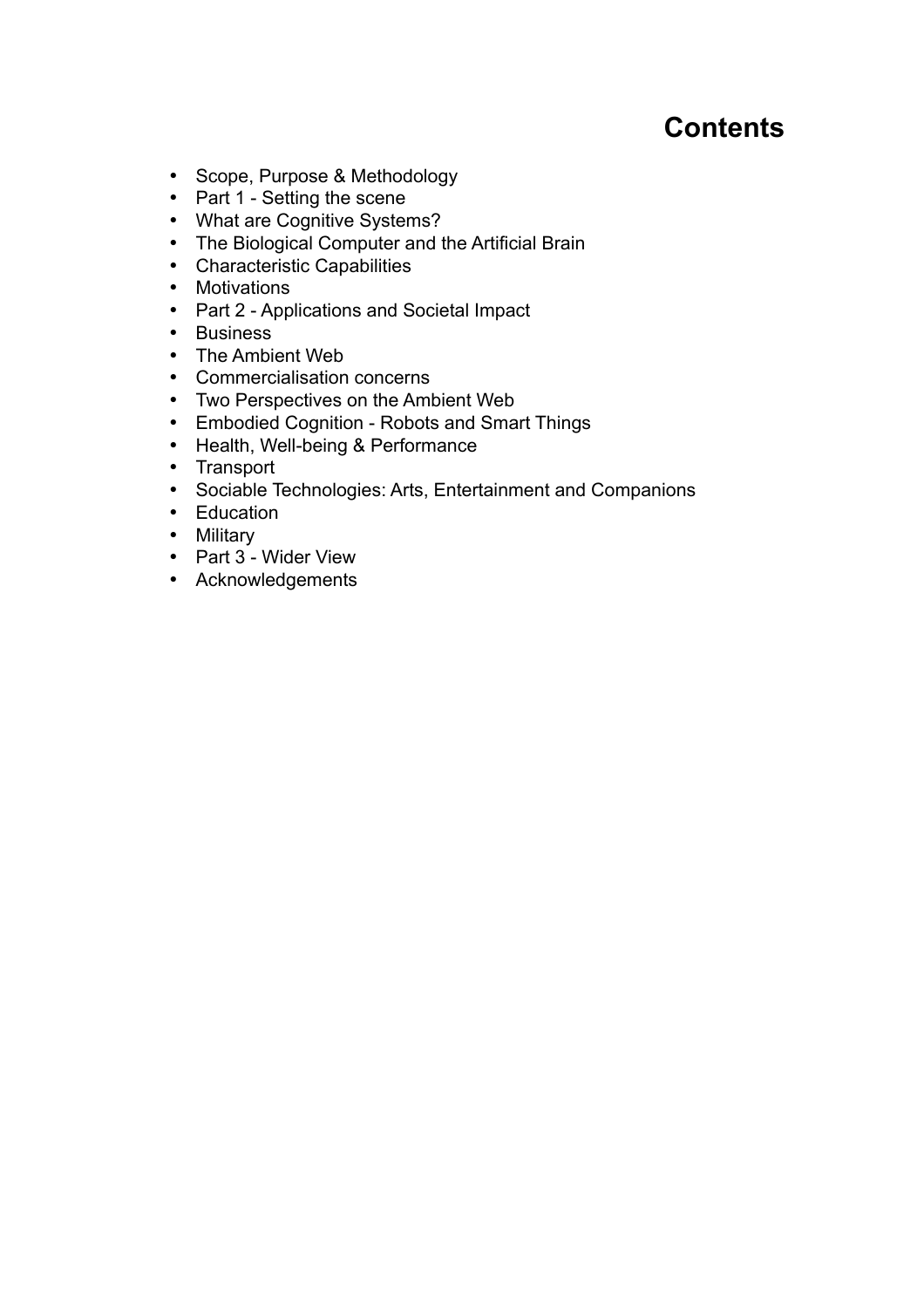# Contents

- Scope, Purpose & Methodology
- Part 1 - Setting the scene
- What are Cognitive Systems?
- The Biological Computer and the Artificial Brain
- Characteristic Capabilities
- Motivations
- Part 2 - Applications and Societal Impact
- Business
- The Ambient Web
- Commercialisation concerns
- Two Perspectives on the Ambient Web
- Embodied Cognition - Robots and Smart Things
- Health, Well-being & Performance
- Transport
- Sociable Technologies: Arts, Entertainment and Companions
- Education
- Military
- Part 3 - Wider View
- Acknowledgements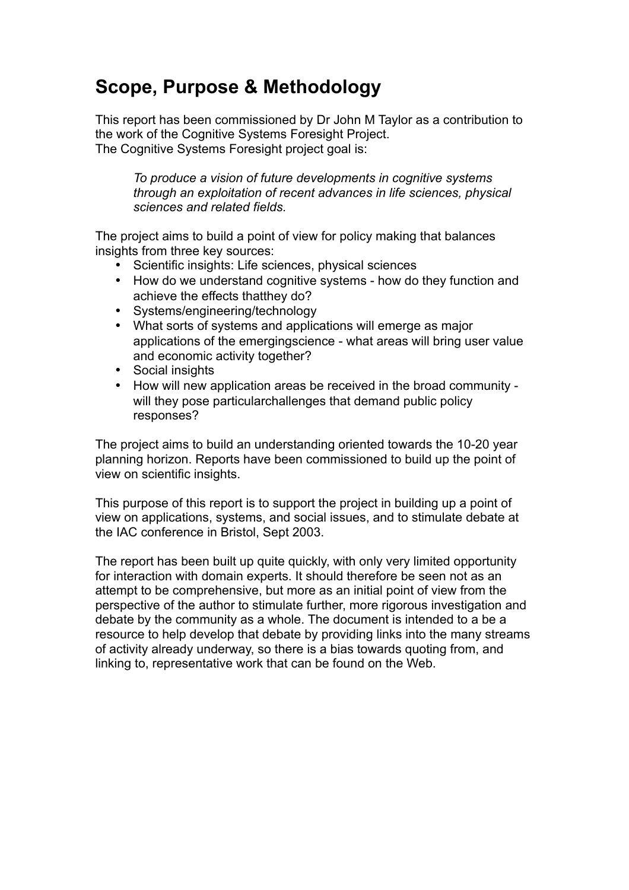# Scope, Purpose & Methodology

This report has been commissioned by Dr John M Taylor as a contribution to the work of the Cognitive Systems Foresight Project.
The Cognitive Systems Foresight project goal is:

> *To produce a vision of future developments in cognitive systems through an exploitation of recent advances in life sciences, physical sciences and related fields.*

The project aims to build a point of view for policy making that balances insights from three key sources:

- Scientific insights: Life sciences, physical sciences
- How do we understand cognitive systems - how do they function and achieve the effects thatthey do?
- Systems/engineering/technology
- What sorts of systems and applications will emerge as major applications of the emergingscience - what areas will bring user value and economic activity together?
- Social insights
- How will new application areas be received in the broad community - will they pose particularchallenges that demand public policy responses?

The project aims to build an understanding oriented towards the 10-20 year planning horizon. Reports have been commissioned to build up the point of view on scientific insights.

This purpose of this report is to support the project in building up a point of view on applications, systems, and social issues, and to stimulate debate at the IAC conference in Bristol, Sept 2003.

The report has been built up quite quickly, with only very limited opportunity for interaction with domain experts. It should therefore be seen not as an attempt to be comprehensive, but more as an initial point of view from the perspective of the author to stimulate further, more rigorous investigation and debate by the community as a whole. The document is intended to a be a resource to help develop that debate by providing links into the many streams of activity already underway, so there is a bias towards quoting from, and linking to, representative work that can be found on the Web.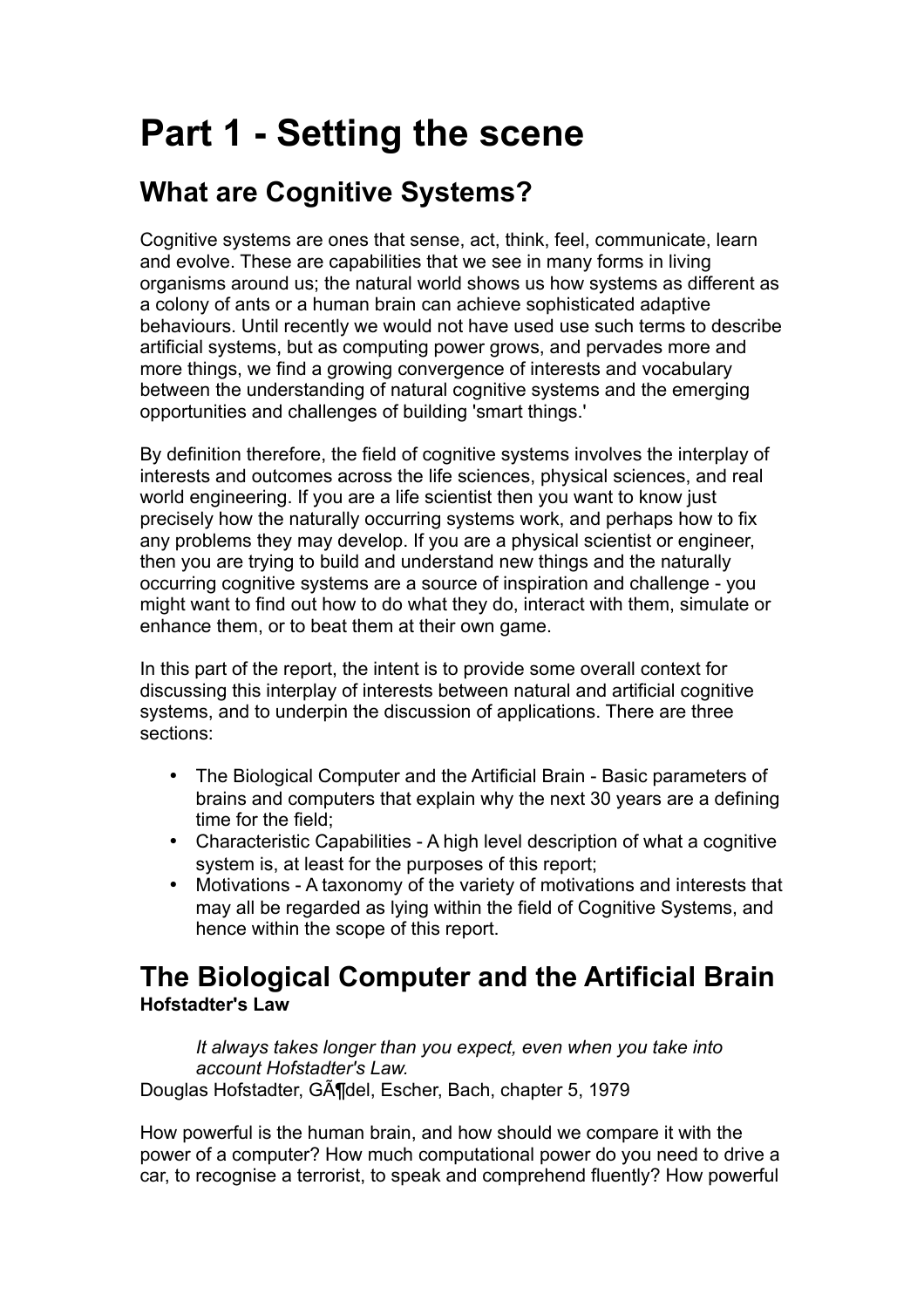# Part 1 - Setting the scene

## What are Cognitive Systems?

Cognitive systems are ones that sense, act, think, feel, communicate, learn and evolve. These are capabilities that we see in many forms in living organisms around us; the natural world shows us how systems as different as a colony of ants or a human brain can achieve sophisticated adaptive behaviours. Until recently we would not have used use such terms to describe artificial systems, but as computing power grows, and pervades more and more things, we find a growing convergence of interests and vocabulary between the understanding of natural cognitive systems and the emerging opportunities and challenges of building 'smart things.'

By definition therefore, the field of cognitive systems involves the interplay of interests and outcomes across the life sciences, physical sciences, and real world engineering. If you are a life scientist then you want to know just precisely how the naturally occurring systems work, and perhaps how to fix any problems they may develop. If you are a physical scientist or engineer, then you are trying to build and understand new things and the naturally occurring cognitive systems are a source of inspiration and challenge - you might want to find out how to do what they do, interact with them, simulate or enhance them, or to beat them at their own game.

In this part of the report, the intent is to provide some overall context for discussing this interplay of interests between natural and artificial cognitive systems, and to underpin the discussion of applications. There are three sections:

- The Biological Computer and the Artificial Brain - Basic parameters of brains and computers that explain why the next 30 years are a defining time for the field;
- Characteristic Capabilities - A high level description of what a cognitive system is, at least for the purposes of this report;
- Motivations - A taxonomy of the variety of motivations and interests that may all be regarded as lying within the field of Cognitive Systems, and hence within the scope of this report.

## The Biological Computer and the Artificial Brain

**Hofstadter's Law**

> *It always takes longer than you expect, even when you take into account Hofstadter's Law.*

Douglas Hofstadter, GÃ¶del, Escher, Bach, chapter 5, 1979

How powerful is the human brain, and how should we compare it with the power of a computer? How much computational power do you need to drive a car, to recognise a terrorist, to speak and comprehend fluently? How powerful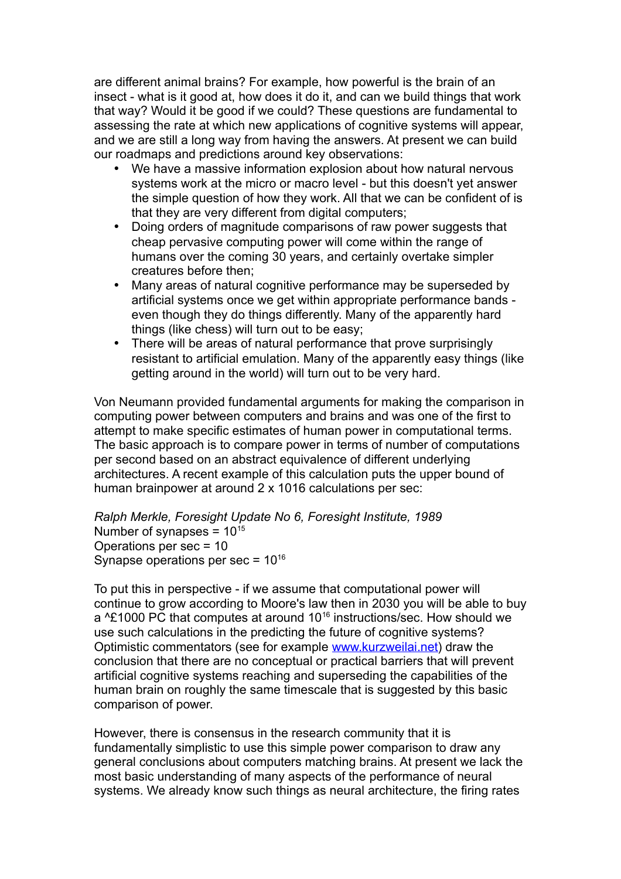are different animal brains? For example, how powerful is the brain of an insect - what is it good at, how does it do it, and can we build things that work that way? Would it be good if we could? These questions are fundamental to assessing the rate at which new applications of cognitive systems will appear, and we are still a long way from having the answers. At present we can build our roadmaps and predictions around key observations:

- We have a massive information explosion about how natural nervous systems work at the micro or macro level - but this doesn't yet answer the simple question of how they work. All that we can be confident of is that they are very different from digital computers;
- Doing orders of magnitude comparisons of raw power suggests that cheap pervasive computing power will come within the range of humans over the coming 30 years, and certainly overtake simpler creatures before then;
- Many areas of natural cognitive performance may be superseded by artificial systems once we get within appropriate performance bands - even though they do things differently. Many of the apparently hard things (like chess) will turn out to be easy;
- There will be areas of natural performance that prove surprisingly resistant to artificial emulation. Many of the apparently easy things (like getting around in the world) will turn out to be very hard.

Von Neumann provided fundamental arguments for making the comparison in computing power between computers and brains and was one of the first to attempt to make specific estimates of human power in computational terms. The basic approach is to compare power in terms of number of computations per second based on an abstract equivalence of different underlying architectures. A recent example of this calculation puts the upper bound of human brainpower at around 2 x 1016 calculations per sec:

*Ralph Merkle, Foresight Update No 6, Foresight Institute, 1989*
Number of synapses = $10^{15}$
Operations per sec = 10
Synapse operations per sec = $10^{16}$

To put this in perspective - if we assume that computational power will continue to grow according to Moore's law then in 2030 you will be able to buy a ^£1000 PC that computes at around $10^{16}$ instructions/sec. How should we use such calculations in the predicting the future of cognitive systems? Optimistic commentators (see for example [www.kurzweilai.net](www.kurzweilai.net)) draw the conclusion that there are no conceptual or practical barriers that will prevent artificial cognitive systems reaching and superseding the capabilities of the human brain on roughly the same timescale that is suggested by this basic comparison of power.

However, there is consensus in the research community that it is fundamentally simplistic to use this simple power comparison to draw any general conclusions about computers matching brains. At present we lack the most basic understanding of many aspects of the performance of neural systems. We already know such things as neural architecture, the firing rates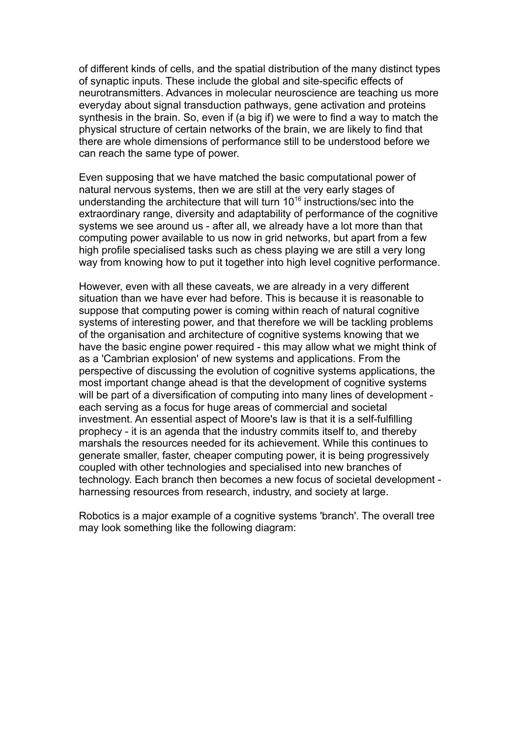of different kinds of cells, and the spatial distribution of the many distinct types of synaptic inputs. These include the global and site-specific effects of neurotransmitters. Advances in molecular neuroscience are teaching us more everyday about signal transduction pathways, gene activation and proteins synthesis in the brain. So, even if (a big if) we were to find a way to match the physical structure of certain networks of the brain, we are likely to find that there are whole dimensions of performance still to be understood before we can reach the same type of power.

Even supposing that we have matched the basic computational power of natural nervous systems, then we are still at the very early stages of understanding the architecture that will turn $10^{16}$ instructions/sec into the extraordinary range, diversity and adaptability of performance of the cognitive systems we see around us - after all, we already have a lot more than that computing power available to us now in grid networks, but apart from a few high profile specialised tasks such as chess playing we are still a very long way from knowing how to put it together into high level cognitive performance.

However, even with all these caveats, we are already in a very different situation than we have ever had before. This is because it is reasonable to suppose that computing power is coming within reach of natural cognitive systems of interesting power, and that therefore we will be tackling problems of the organisation and architecture of cognitive systems knowing that we have the basic engine power required - this may allow what we might think of as a 'Cambrian explosion' of new systems and applications. From the perspective of discussing the evolution of cognitive systems applications, the most important change ahead is that the development of cognitive systems will be part of a diversification of computing into many lines of development - each serving as a focus for huge areas of commercial and societal investment. An essential aspect of Moore's law is that it is a self-fulfilling prophecy - it is an agenda that the industry commits itself to, and thereby marshals the resources needed for its achievement. While this continues to generate smaller, faster, cheaper computing power, it is being progressively coupled with other technologies and specialised into new branches of technology. Each branch then becomes a new focus of societal development - harnessing resources from research, industry, and society at large.

Robotics is a major example of a cognitive systems 'branch'. The overall tree may look something like the following diagram: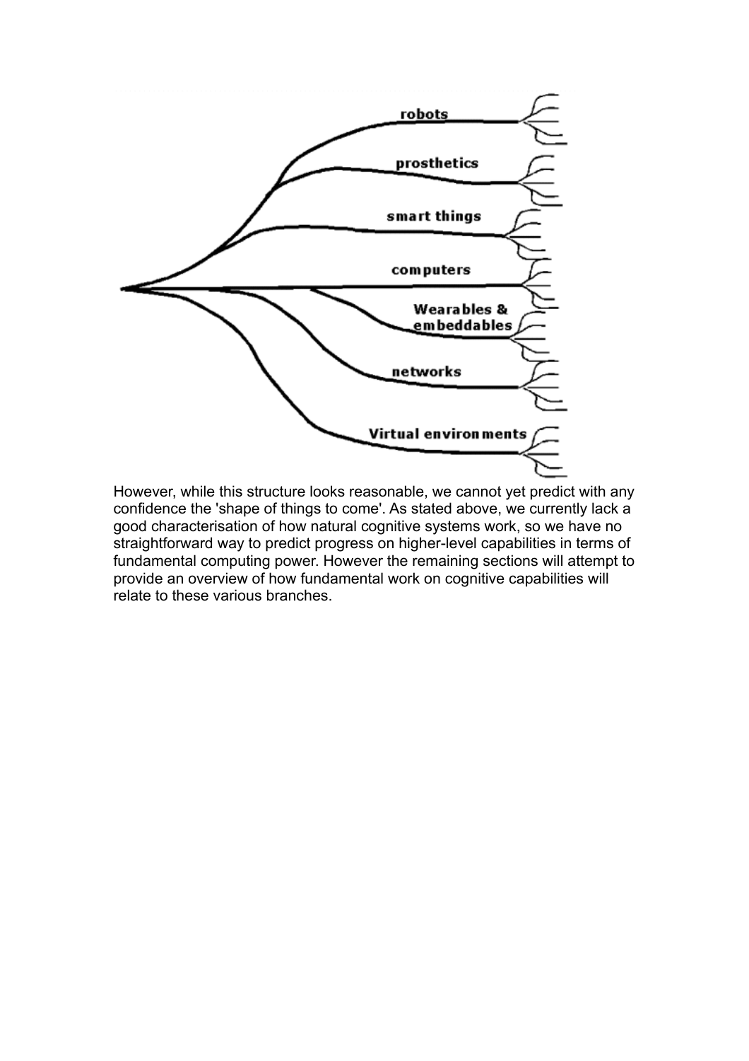However, while this structure looks reasonable, we cannot yet predict with any confidence the 'shape of things to come'. As stated above, we currently lack a good characterisation of how natural cognitive systems work, so we have no straightforward way to predict progress on higher-level capabilities in terms of fundamental computing power. However the remaining sections will attempt to provide an overview of how fundamental work on cognitive capabilities will relate to these various branches.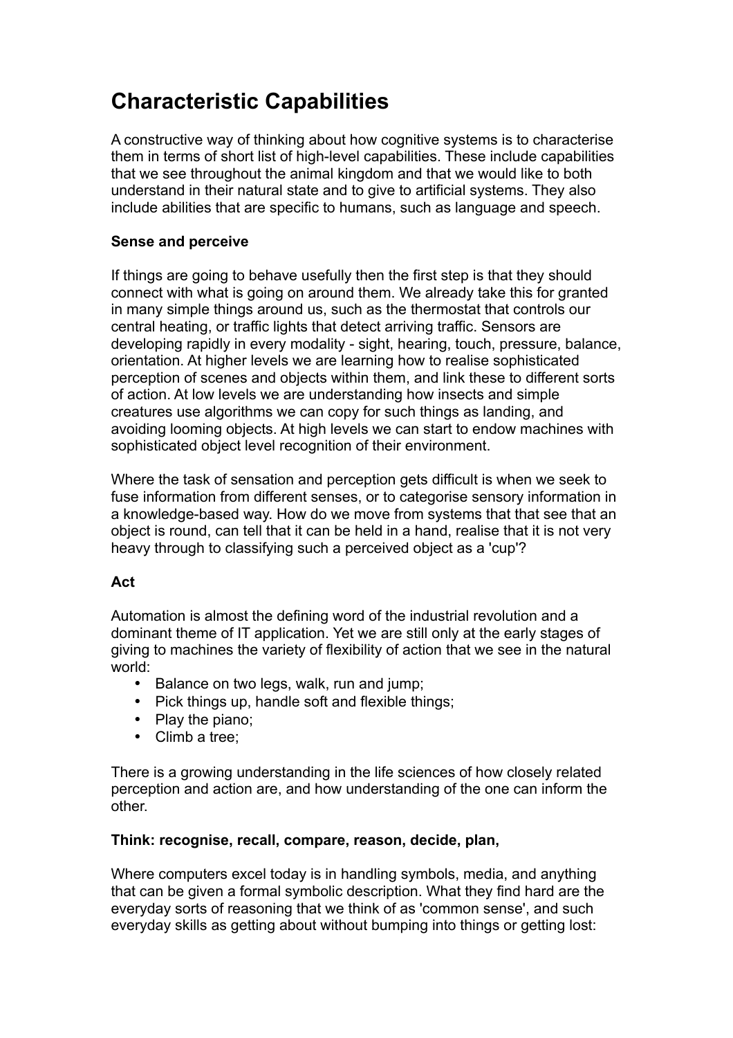# Characteristic Capabilities

A constructive way of thinking about how cognitive systems is to characterise them in terms of short list of high-level capabilities. These include capabilities that we see throughout the animal kingdom and that we would like to both understand in their natural state and to give to artificial systems. They also include abilities that are specific to humans, such as language and speech.

**Sense and perceive**

If things are going to behave usefully then the first step is that they should connect with what is going on around them. We already take this for granted in many simple things around us, such as the thermostat that controls our central heating, or traffic lights that detect arriving traffic. Sensors are developing rapidly in every modality - sight, hearing, touch, pressure, balance, orientation. At higher levels we are learning how to realise sophisticated perception of scenes and objects within them, and link these to different sorts of action. At low levels we are understanding how insects and simple creatures use algorithms we can copy for such things as landing, and avoiding looming objects. At high levels we can start to endow machines with sophisticated object level recognition of their environment.

Where the task of sensation and perception gets difficult is when we seek to fuse information from different senses, or to categorise sensory information in a knowledge-based way. How do we move from systems that that see that an object is round, can tell that it can be held in a hand, realise that it is not very heavy through to classifying such a perceived object as a 'cup'?

**Act**

Automation is almost the defining word of the industrial revolution and a dominant theme of IT application. Yet we are still only at the early stages of giving to machines the variety of flexibility of action that we see in the natural world:

- Balance on two legs, walk, run and jump;
- Pick things up, handle soft and flexible things;
- Play the piano;
- Climb a tree;

There is a growing understanding in the life sciences of how closely related perception and action are, and how understanding of the one can inform the other.

**Think: recognise, recall, compare, reason, decide, plan,**

Where computers excel today is in handling symbols, media, and anything that can be given a formal symbolic description. What they find hard are the everyday sorts of reasoning that we think of as 'common sense', and such everyday skills as getting about without bumping into things or getting lost: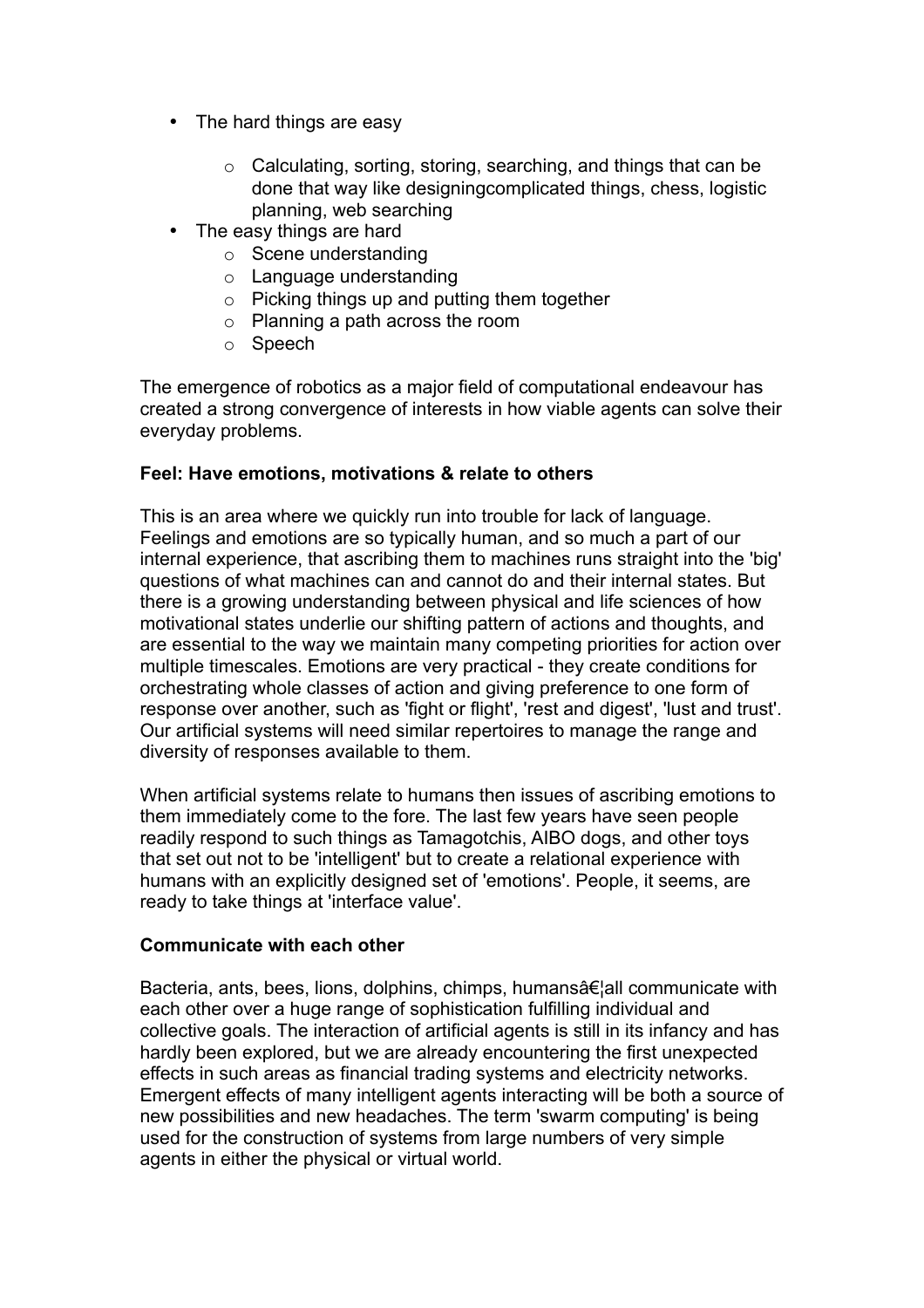- The hard things are easy
    - Calculating, sorting, storing, searching, and things that can be done that way like designingcomplicated things, chess, logistic planning, web searching
- The easy things are hard
    - Scene understanding
    - Language understanding
    - Picking things up and putting them together
    - Planning a path across the room
    - Speech

The emergence of robotics as a major field of computational endeavour has created a strong convergence of interests in how viable agents can solve their everyday problems.

**Feel: Have emotions, motivations & relate to others**

This is an area where we quickly run into trouble for lack of language. Feelings and emotions are so typically human, and so much a part of our internal experience, that ascribing them to machines runs straight into the 'big' questions of what machines can and cannot do and their internal states. But there is a growing understanding between physical and life sciences of how motivational states underlie our shifting pattern of actions and thoughts, and are essential to the way we maintain many competing priorities for action over multiple timescales. Emotions are very practical - they create conditions for orchestrating whole classes of action and giving preference to one form of response over another, such as 'fight or flight', 'rest and digest', 'lust and trust'. Our artificial systems will need similar repertoires to manage the range and diversity of responses available to them.

When artificial systems relate to humans then issues of ascribing emotions to them immediately come to the fore. The last few years have seen people readily respond to such things as Tamagotchis, AIBO dogs, and other toys that set out not to be 'intelligent' but to create a relational experience with humans with an explicitly designed set of 'emotions'. People, it seems, are ready to take things at 'interface value'.

**Communicate with each other**

Bacteria, ants, bees, lions, dolphins, chimps, humansâ€¦all communicate with each other over a huge range of sophistication fulfilling individual and collective goals. The interaction of artificial agents is still in its infancy and has hardly been explored, but we are already encountering the first unexpected effects in such areas as financial trading systems and electricity networks. Emergent effects of many intelligent agents interacting will be both a source of new possibilities and new headaches. The term 'swarm computing' is being used for the construction of systems from large numbers of very simple agents in either the physical or virtual world.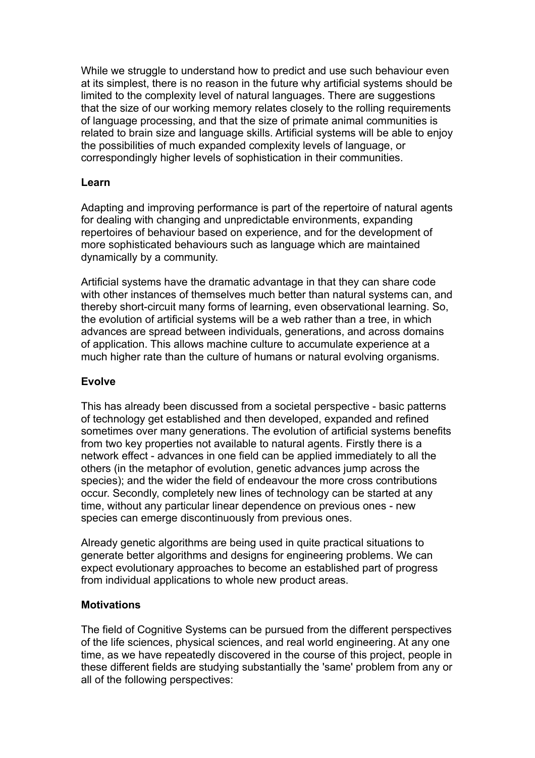While we struggle to understand how to predict and use such behaviour even at its simplest, there is no reason in the future why artificial systems should be limited to the complexity level of natural languages. There are suggestions that the size of our working memory relates closely to the rolling requirements of language processing, and that the size of primate animal communities is related to brain size and language skills. Artificial systems will be able to enjoy the possibilities of much expanded complexity levels of language, or correspondingly higher levels of sophistication in their communities.

**Learn**

Adapting and improving performance is part of the repertoire of natural agents for dealing with changing and unpredictable environments, expanding repertoires of behaviour based on experience, and for the development of more sophisticated behaviours such as language which are maintained dynamically by a community.

Artificial systems have the dramatic advantage in that they can share code with other instances of themselves much better than natural systems can, and thereby short-circuit many forms of learning, even observational learning. So, the evolution of artificial systems will be a web rather than a tree, in which advances are spread between individuals, generations, and across domains of application. This allows machine culture to accumulate experience at a much higher rate than the culture of humans or natural evolving organisms.

**Evolve**

This has already been discussed from a societal perspective - basic patterns of technology get established and then developed, expanded and refined sometimes over many generations. The evolution of artificial systems benefits from two key properties not available to natural agents. Firstly there is a network effect - advances in one field can be applied immediately to all the others (in the metaphor of evolution, genetic advances jump across the species); and the wider the field of endeavour the more cross contributions occur. Secondly, completely new lines of technology can be started at any time, without any particular linear dependence on previous ones - new species can emerge discontinuously from previous ones.

Already genetic algorithms are being used in quite practical situations to generate better algorithms and designs for engineering problems. We can expect evolutionary approaches to become an established part of progress from individual applications to whole new product areas.

**Motivations**

The field of Cognitive Systems can be pursued from the different perspectives of the life sciences, physical sciences, and real world engineering. At any one time, as we have repeatedly discovered in the course of this project, people in these different fields are studying substantially the 'same' problem from any or all of the following perspectives: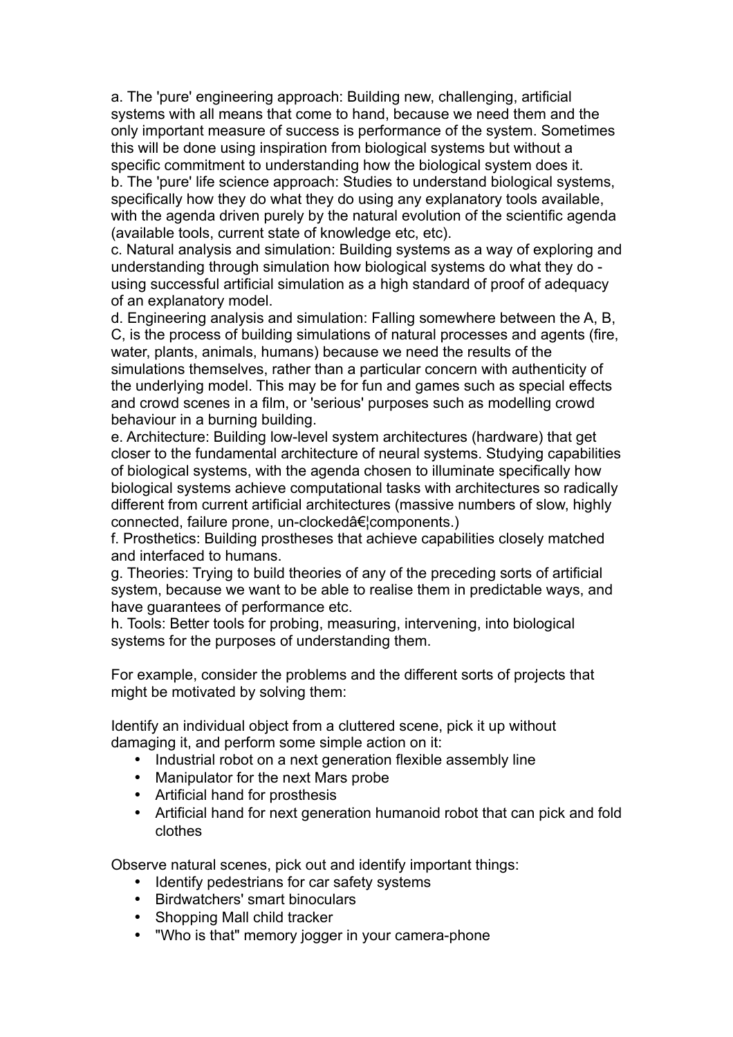a. The 'pure' engineering approach: Building new, challenging, artificial systems with all means that come to hand, because we need them and the only important measure of success is performance of the system. Sometimes this will be done using inspiration from biological systems but without a specific commitment to understanding how the biological system does it.

b. The 'pure' life science approach: Studies to understand biological systems, specifically how they do what they do using any explanatory tools available, with the agenda driven purely by the natural evolution of the scientific agenda (available tools, current state of knowledge etc, etc).

c. Natural analysis and simulation: Building systems as a way of exploring and understanding through simulation how biological systems do what they do - using successful artificial simulation as a high standard of proof of adequacy of an explanatory model.

d. Engineering analysis and simulation: Falling somewhere between the A, B, C, is the process of building simulations of natural processes and agents (fire, water, plants, animals, humans) because we need the results of the simulations themselves, rather than a particular concern with authenticity of the underlying model. This may be for fun and games such as special effects and crowd scenes in a film, or 'serious' purposes such as modelling crowd behaviour in a burning building.

e. Architecture: Building low-level system architectures (hardware) that get closer to the fundamental architecture of neural systems. Studying capabilities of biological systems, with the agenda chosen to illuminate specifically how biological systems achieve computational tasks with architectures so radically different from current artificial architectures (massive numbers of slow, highly connected, failure prone, un-clockedâ€¦components.)

f. Prosthetics: Building prostheses that achieve capabilities closely matched and interfaced to humans.

g. Theories: Trying to build theories of any of the preceding sorts of artificial system, because we want to be able to realise them in predictable ways, and have guarantees of performance etc.

h. Tools: Better tools for probing, measuring, intervening, into biological systems for the purposes of understanding them.

For example, consider the problems and the different sorts of projects that might be motivated by solving them:

Identify an individual object from a cluttered scene, pick it up without damaging it, and perform some simple action on it:

- Industrial robot on a next generation flexible assembly line
- Manipulator for the next Mars probe
- Artificial hand for prosthesis
- Artificial hand for next generation humanoid robot that can pick and fold clothes

Observe natural scenes, pick out and identify important things:

- Identify pedestrians for car safety systems
- Birdwatchers' smart binoculars
- Shopping Mall child tracker
- "Who is that" memory jogger in your camera-phone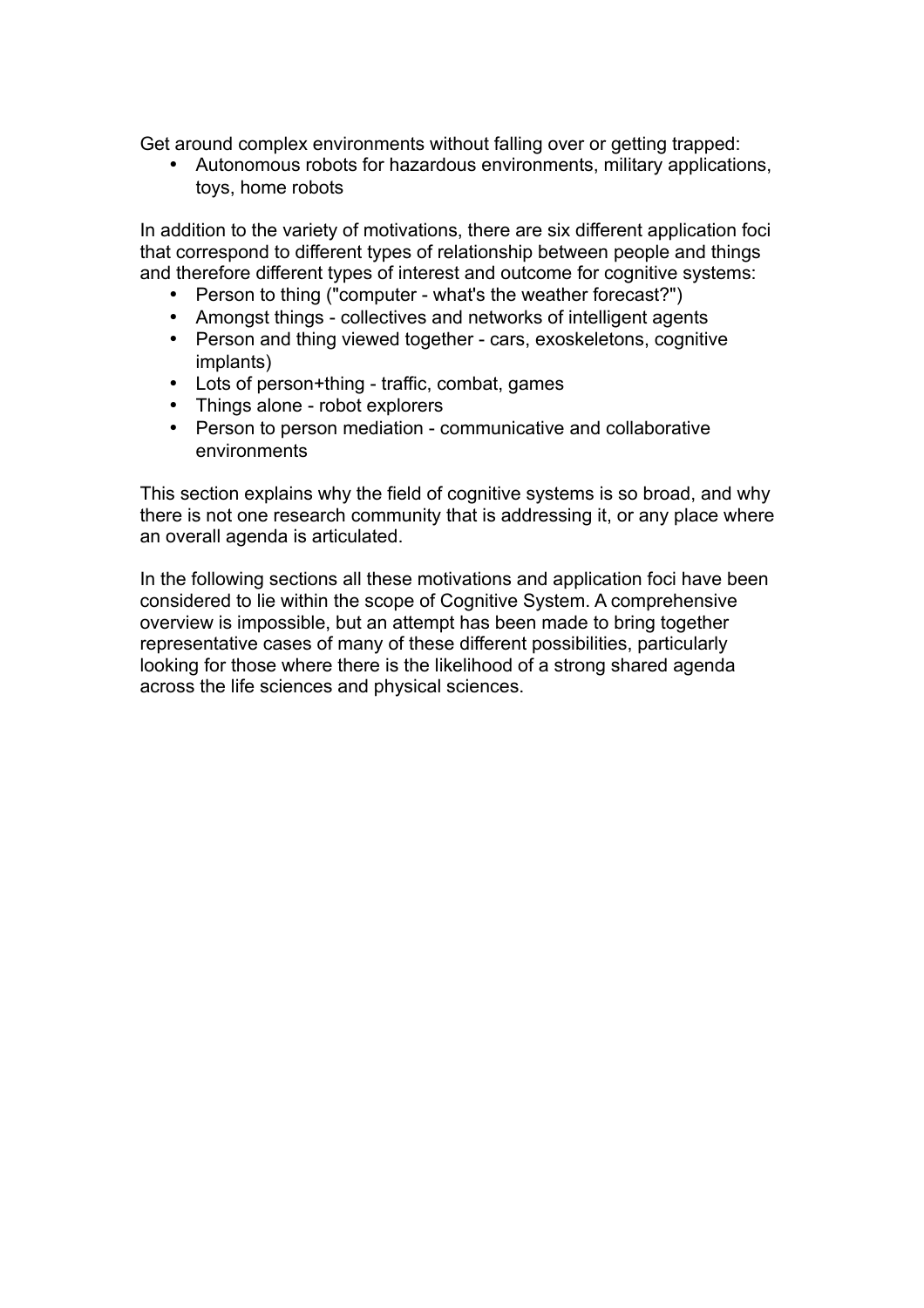Get around complex environments without falling over or getting trapped:

- Autonomous robots for hazardous environments, military applications, toys, home robots

In addition to the variety of motivations, there are six different application foci that correspond to different types of relationship between people and things and therefore different types of interest and outcome for cognitive systems:

- Person to thing ("computer - what's the weather forecast?")
- Amongst things - collectives and networks of intelligent agents
- Person and thing viewed together - cars, exoskeletons, cognitive implants)
- Lots of person+thing - traffic, combat, games
- Things alone - robot explorers
- Person to person mediation - communicative and collaborative environments

This section explains why the field of cognitive systems is so broad, and why there is not one research community that is addressing it, or any place where an overall agenda is articulated.

In the following sections all these motivations and application foci have been considered to lie within the scope of Cognitive System. A comprehensive overview is impossible, but an attempt has been made to bring together representative cases of many of these different possibilities, particularly looking for those where there is the likelihood of a strong shared agenda across the life sciences and physical sciences.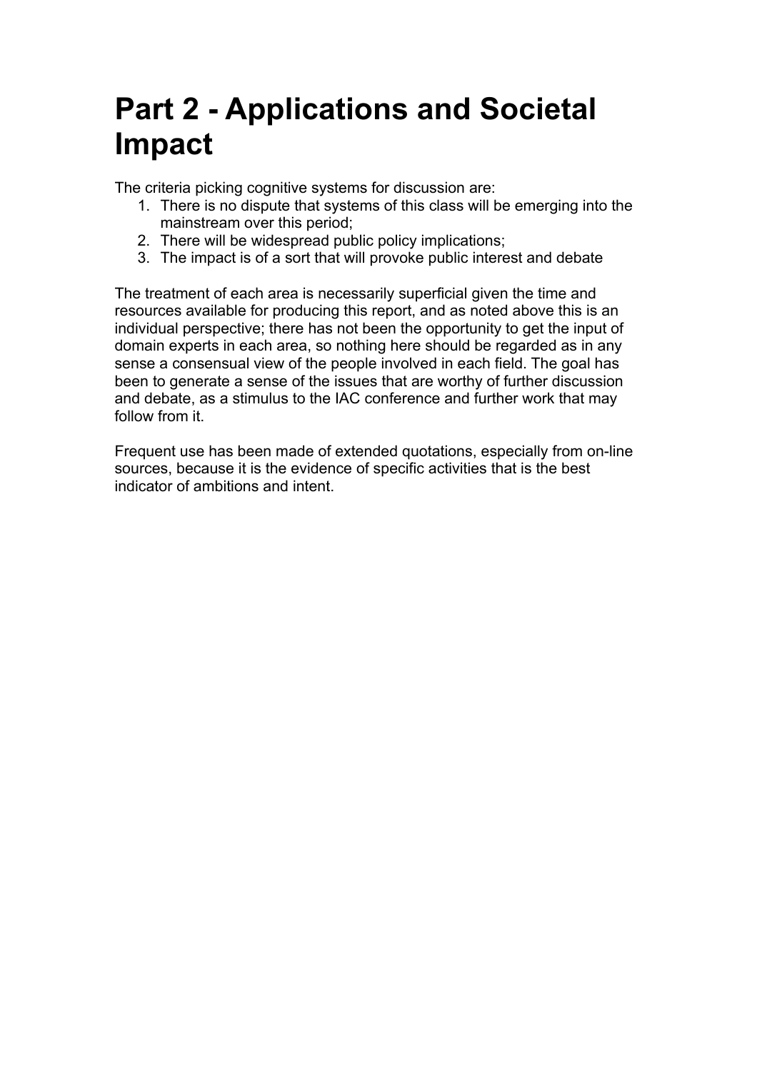# Part 2 - Applications and Societal Impact

The criteria picking cognitive systems for discussion are:

1. There is no dispute that systems of this class will be emerging into the mainstream over this period;
2. There will be widespread public policy implications;
3. The impact is of a sort that will provoke public interest and debate

The treatment of each area is necessarily superficial given the time and resources available for producing this report, and as noted above this is an individual perspective; there has not been the opportunity to get the input of domain experts in each area, so nothing here should be regarded as in any sense a consensual view of the people involved in each field. The goal has been to generate a sense of the issues that are worthy of further discussion and debate, as a stimulus to the IAC conference and further work that may follow from it.

Frequent use has been made of extended quotations, especially from on-line sources, because it is the evidence of specific activities that is the best indicator of ambitions and intent.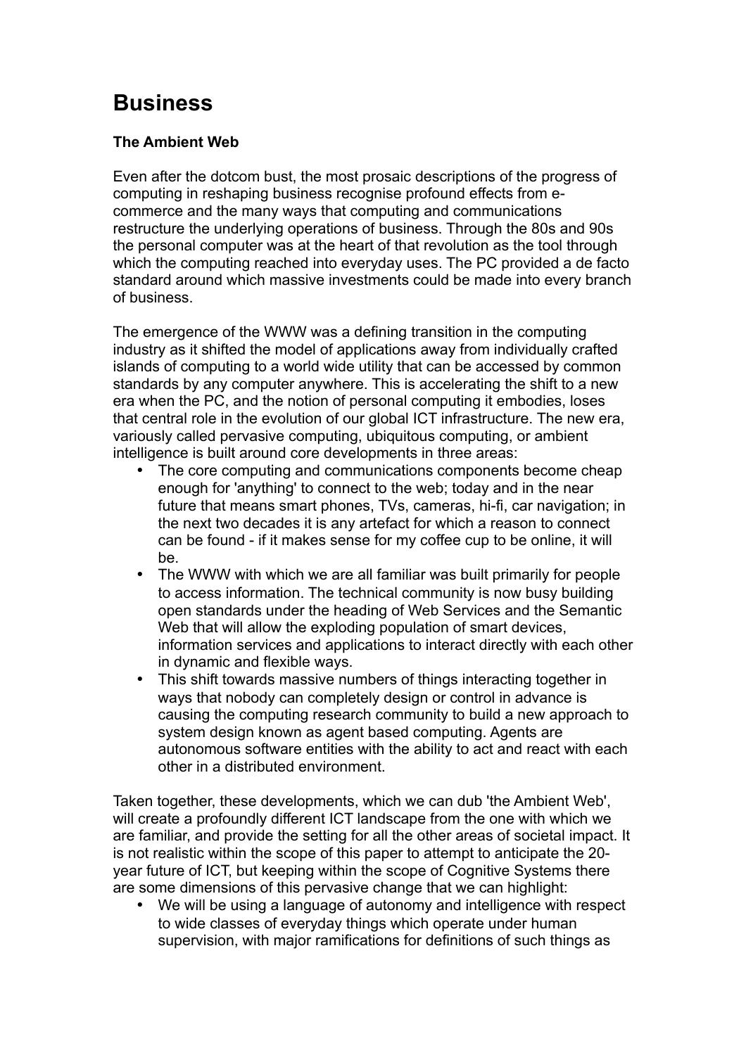# Business

### The Ambient Web

Even after the dotcom bust, the most prosaic descriptions of the progress of computing in reshaping business recognise profound effects from e-commerce and the many ways that computing and communications restructure the underlying operations of business. Through the 80s and 90s the personal computer was at the heart of that revolution as the tool through which the computing reached into everyday uses. The PC provided a de facto standard around which massive investments could be made into every branch of business.

The emergence of the WWW was a defining transition in the computing industry as it shifted the model of applications away from individually crafted islands of computing to a world wide utility that can be accessed by common standards by any computer anywhere. This is accelerating the shift to a new era when the PC, and the notion of personal computing it embodies, loses that central role in the evolution of our global ICT infrastructure. The new era, variously called pervasive computing, ubiquitous computing, or ambient intelligence is built around core developments in three areas:

- The core computing and communications components become cheap enough for 'anything' to connect to the web; today and in the near future that means smart phones, TVs, cameras, hi-fi, car navigation; in the next two decades it is any artefact for which a reason to connect can be found - if it makes sense for my coffee cup to be online, it will be.
- The WWW with which we are all familiar was built primarily for people to access information. The technical community is now busy building open standards under the heading of Web Services and the Semantic Web that will allow the exploding population of smart devices, information services and applications to interact directly with each other in dynamic and flexible ways.
- This shift towards massive numbers of things interacting together in ways that nobody can completely design or control in advance is causing the computing research community to build a new approach to system design known as agent based computing. Agents are autonomous software entities with the ability to act and react with each other in a distributed environment.

Taken together, these developments, which we can dub 'the Ambient Web', will create a profoundly different ICT landscape from the one with which we are familiar, and provide the setting for all the other areas of societal impact. It is not realistic within the scope of this paper to attempt to anticipate the 20-year future of ICT, but keeping within the scope of Cognitive Systems there are some dimensions of this pervasive change that we can highlight:

- We will be using a language of autonomy and intelligence with respect to wide classes of everyday things which operate under human supervision, with major ramifications for definitions of such things as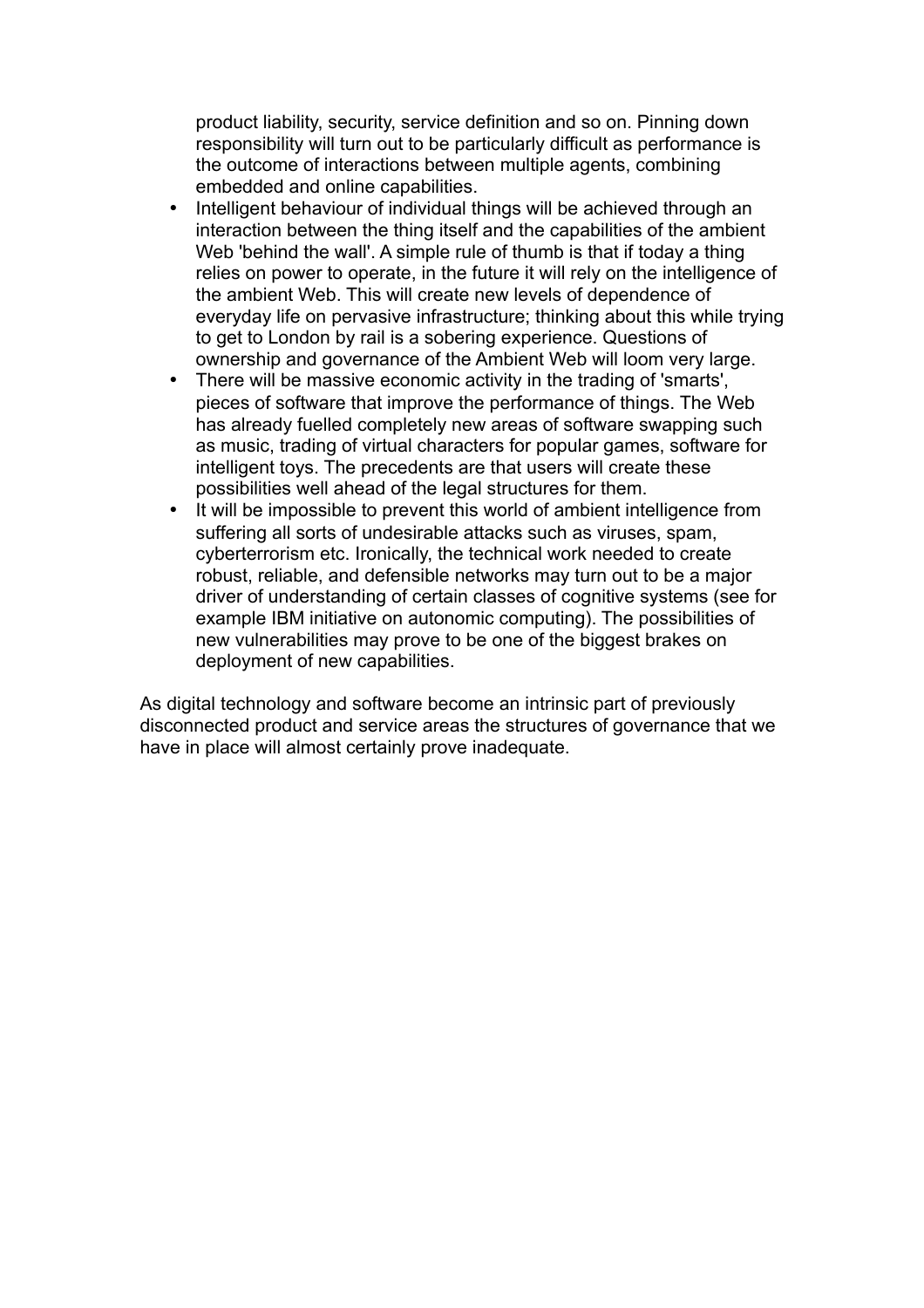product liability, security, service definition and so on. Pinning down responsibility will turn out to be particularly difficult as performance is the outcome of interactions between multiple agents, combining embedded and online capabilities.

- Intelligent behaviour of individual things will be achieved through an interaction between the thing itself and the capabilities of the ambient Web 'behind the wall'. A simple rule of thumb is that if today a thing relies on power to operate, in the future it will rely on the intelligence of the ambient Web. This will create new levels of dependence of everyday life on pervasive infrastructure; thinking about this while trying to get to London by rail is a sobering experience. Questions of ownership and governance of the Ambient Web will loom very large.
- There will be massive economic activity in the trading of 'smarts', pieces of software that improve the performance of things. The Web has already fuelled completely new areas of software swapping such as music, trading of virtual characters for popular games, software for intelligent toys. The precedents are that users will create these possibilities well ahead of the legal structures for them.
- It will be impossible to prevent this world of ambient intelligence from suffering all sorts of undesirable attacks such as viruses, spam, cyberterrorism etc. Ironically, the technical work needed to create robust, reliable, and defensible networks may turn out to be a major driver of understanding of certain classes of cognitive systems (see for example IBM initiative on autonomic computing). The possibilities of new vulnerabilities may prove to be one of the biggest brakes on deployment of new capabilities.

As digital technology and software become an intrinsic part of previously disconnected product and service areas the structures of governance that we have in place will almost certainly prove inadequate.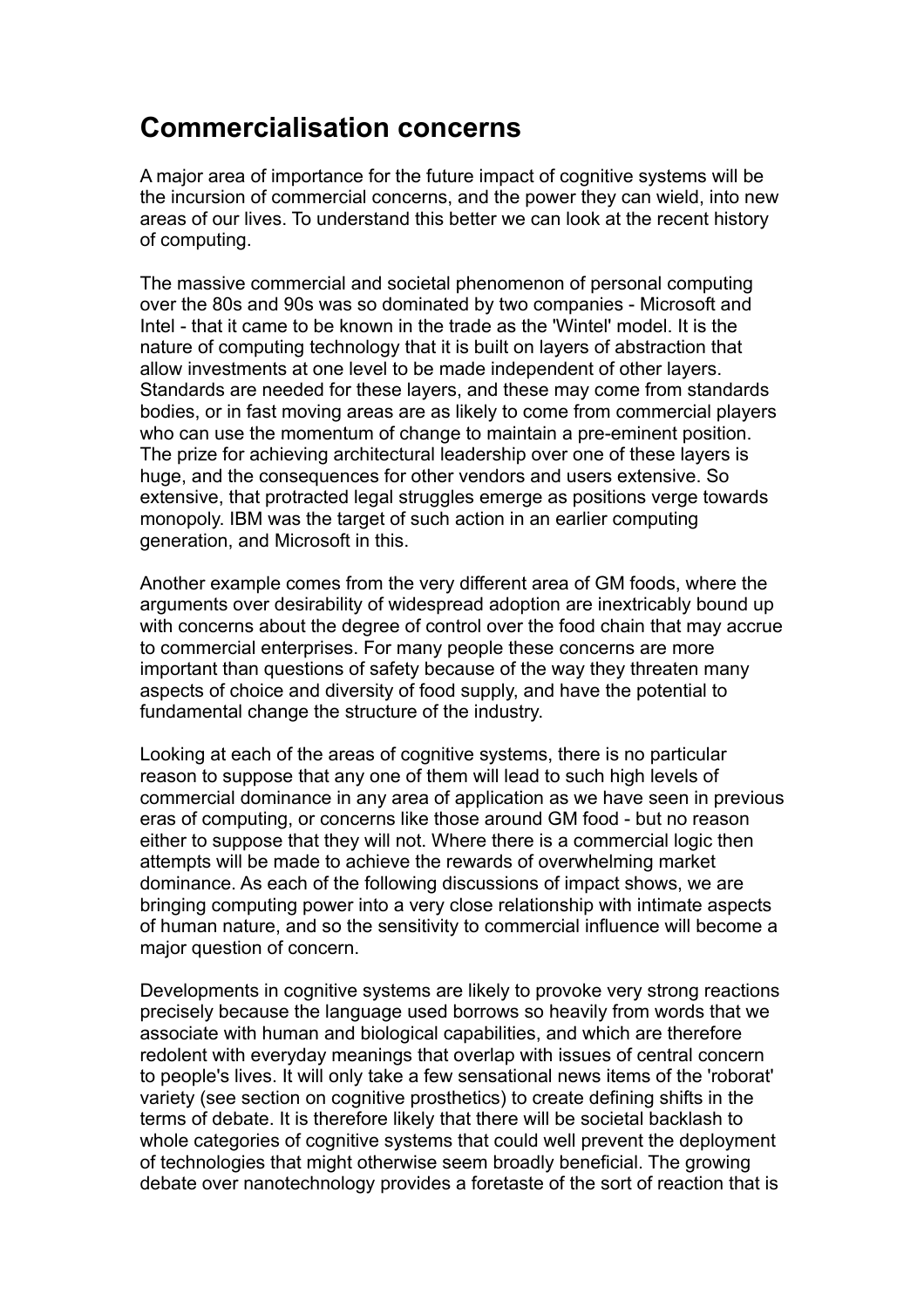## Commercialisation concerns

A major area of importance for the future impact of cognitive systems will be the incursion of commercial concerns, and the power they can wield, into new areas of our lives. To understand this better we can look at the recent history of computing.

The massive commercial and societal phenomenon of personal computing over the 80s and 90s was so dominated by two companies - Microsoft and Intel - that it came to be known in the trade as the 'Wintel' model. It is the nature of computing technology that it is built on layers of abstraction that allow investments at one level to be made independent of other layers. Standards are needed for these layers, and these may come from standards bodies, or in fast moving areas are as likely to come from commercial players who can use the momentum of change to maintain a pre-eminent position. The prize for achieving architectural leadership over one of these layers is huge, and the consequences for other vendors and users extensive. So extensive, that protracted legal struggles emerge as positions verge towards monopoly. IBM was the target of such action in an earlier computing generation, and Microsoft in this.

Another example comes from the very different area of GM foods, where the arguments over desirability of widespread adoption are inextricably bound up with concerns about the degree of control over the food chain that may accrue to commercial enterprises. For many people these concerns are more important than questions of safety because of the way they threaten many aspects of choice and diversity of food supply, and have the potential to fundamental change the structure of the industry.

Looking at each of the areas of cognitive systems, there is no particular reason to suppose that any one of them will lead to such high levels of commercial dominance in any area of application as we have seen in previous eras of computing, or concerns like those around GM food - but no reason either to suppose that they will not. Where there is a commercial logic then attempts will be made to achieve the rewards of overwhelming market dominance. As each of the following discussions of impact shows, we are bringing computing power into a very close relationship with intimate aspects of human nature, and so the sensitivity to commercial influence will become a major question of concern.

Developments in cognitive systems are likely to provoke very strong reactions precisely because the language used borrows so heavily from words that we associate with human and biological capabilities, and which are therefore redolent with everyday meanings that overlap with issues of central concern to people's lives. It will only take a few sensational news items of the 'roborat' variety (see section on cognitive prosthetics) to create defining shifts in the terms of debate. It is therefore likely that there will be societal backlash to whole categories of cognitive systems that could well prevent the deployment of technologies that might otherwise seem broadly beneficial. The growing debate over nanotechnology provides a foretaste of the sort of reaction that is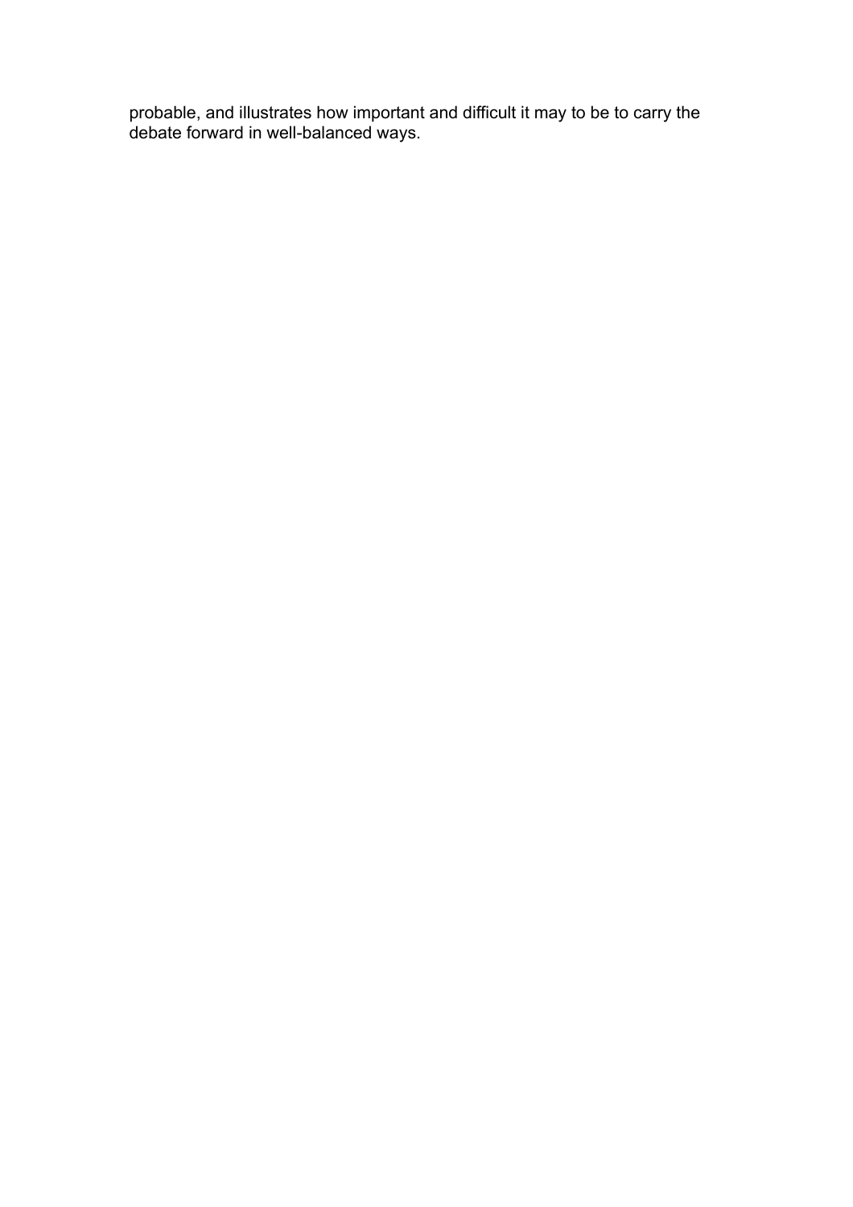probable, and illustrates how important and difficult it may to be to carry the debate forward in well-balanced ways.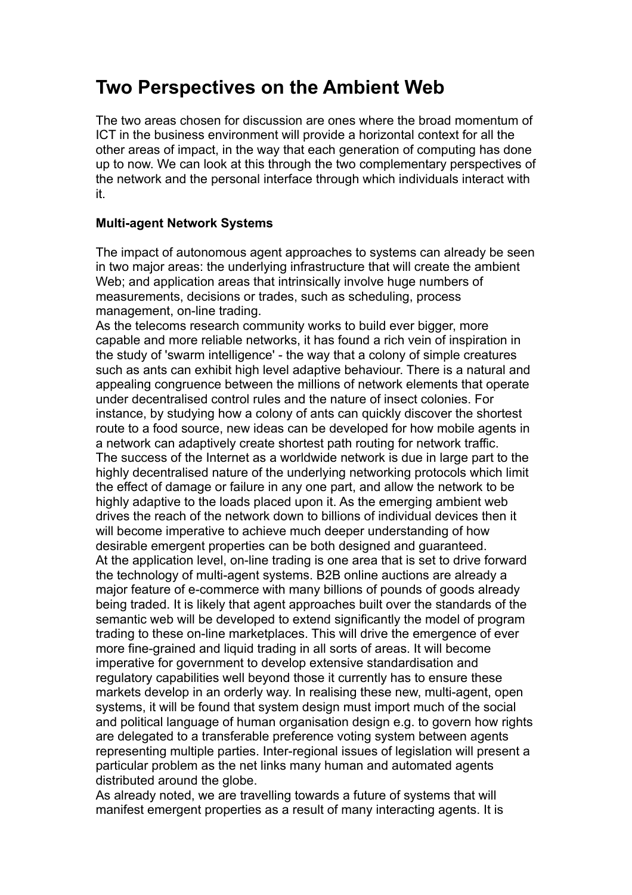# Two Perspectives on the Ambient Web

The two areas chosen for discussion are ones where the broad momentum of ICT in the business environment will provide a horizontal context for all the other areas of impact, in the way that each generation of computing has done up to now. We can look at this through the two complementary perspectives of the network and the personal interface through which individuals interact with it.

**Multi-agent Network Systems**

The impact of autonomous agent approaches to systems can already be seen in two major areas: the underlying infrastructure that will create the ambient Web; and application areas that intrinsically involve huge numbers of measurements, decisions or trades, such as scheduling, process management, on-line trading.

As the telecoms research community works to build ever bigger, more capable and more reliable networks, it has found a rich vein of inspiration in the study of 'swarm intelligence' - the way that a colony of simple creatures such as ants can exhibit high level adaptive behaviour. There is a natural and appealing congruence between the millions of network elements that operate under decentralised control rules and the nature of insect colonies. For instance, by studying how a colony of ants can quickly discover the shortest route to a food source, new ideas can be developed for how mobile agents in a network can adaptively create shortest path routing for network traffic.

The success of the Internet as a worldwide network is due in large part to the highly decentralised nature of the underlying networking protocols which limit the effect of damage or failure in any one part, and allow the network to be highly adaptive to the loads placed upon it. As the emerging ambient web drives the reach of the network down to billions of individual devices then it will become imperative to achieve much deeper understanding of how desirable emergent properties can be both designed and guaranteed.

At the application level, on-line trading is one area that is set to drive forward the technology of multi-agent systems. B2B online auctions are already a major feature of e-commerce with many billions of pounds of goods already being traded. It is likely that agent approaches built over the standards of the semantic web will be developed to extend significantly the model of program trading to these on-line marketplaces. This will drive the emergence of ever more fine-grained and liquid trading in all sorts of areas. It will become imperative for government to develop extensive standardisation and regulatory capabilities well beyond those it currently has to ensure these markets develop in an orderly way. In realising these new, multi-agent, open systems, it will be found that system design must import much of the social and political language of human organisation design e.g. to govern how rights are delegated to a transferable preference voting system between agents representing multiple parties. Inter-regional issues of legislation will present a particular problem as the net links many human and automated agents distributed around the globe.

As already noted, we are travelling towards a future of systems that will manifest emergent properties as a result of many interacting agents. It is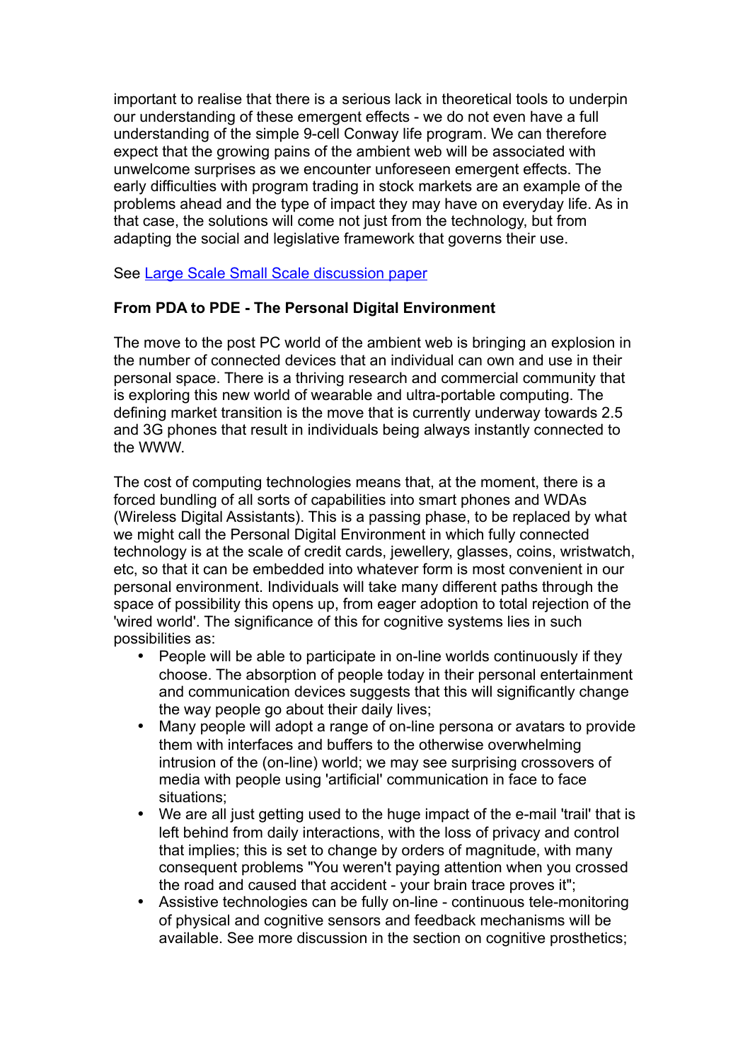important to realise that there is a serious lack in theoretical tools to underpin our understanding of these emergent effects - we do not even have a full understanding of the simple 9-cell Conway life program. We can therefore expect that the growing pains of the ambient web will be associated with unwelcome surprises as we encounter unforeseen emergent effects. The early difficulties with program trading in stock markets are an example of the problems ahead and the type of impact they may have on everyday life. As in that case, the solutions will come not just from the technology, but from adapting the social and legislative framework that governs their use.

See [Large Scale Small Scale discussion paper]

**From PDA to PDE - The Personal Digital Environment**

The move to the post PC world of the ambient web is bringing an explosion in the number of connected devices that an individual can own and use in their personal space. There is a thriving research and commercial community that is exploring this new world of wearable and ultra-portable computing. The defining market transition is the move that is currently underway towards 2.5 and 3G phones that result in individuals being always instantly connected to the WWW.

The cost of computing technologies means that, at the moment, there is a forced bundling of all sorts of capabilities into smart phones and WDAs (Wireless Digital Assistants). This is a passing phase, to be replaced by what we might call the Personal Digital Environment in which fully connected technology is at the scale of credit cards, jewellery, glasses, coins, wristwatch, etc, so that it can be embedded into whatever form is most convenient in our personal environment. Individuals will take many different paths through the space of possibility this opens up, from eager adoption to total rejection of the 'wired world'. The significance of this for cognitive systems lies in such possibilities as:

- People will be able to participate in on-line worlds continuously if they choose. The absorption of people today in their personal entertainment and communication devices suggests that this will significantly change the way people go about their daily lives;
- Many people will adopt a range of on-line persona or avatars to provide them with interfaces and buffers to the otherwise overwhelming intrusion of the (on-line) world; we may see surprising crossovers of media with people using 'artificial' communication in face to face situations;
- We are all just getting used to the huge impact of the e-mail 'trail' that is left behind from daily interactions, with the loss of privacy and control that implies; this is set to change by orders of magnitude, with many consequent problems "You weren't paying attention when you crossed the road and caused that accident - your brain trace proves it";
- Assistive technologies can be fully on-line - continuous tele-monitoring of physical and cognitive sensors and feedback mechanisms will be available. See more discussion in the section on cognitive prosthetics;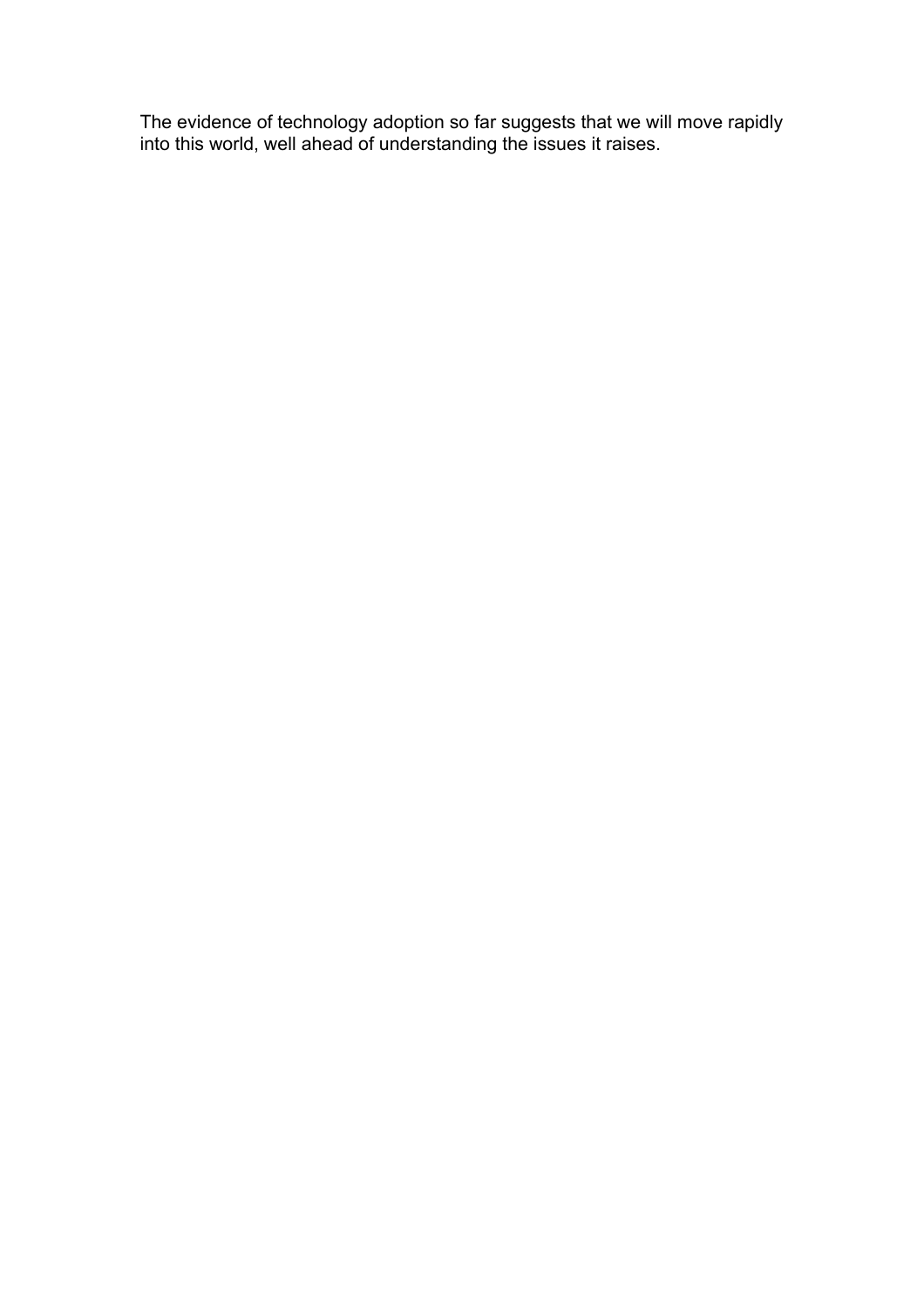The evidence of technology adoption so far suggests that we will move rapidly into this world, well ahead of understanding the issues it raises.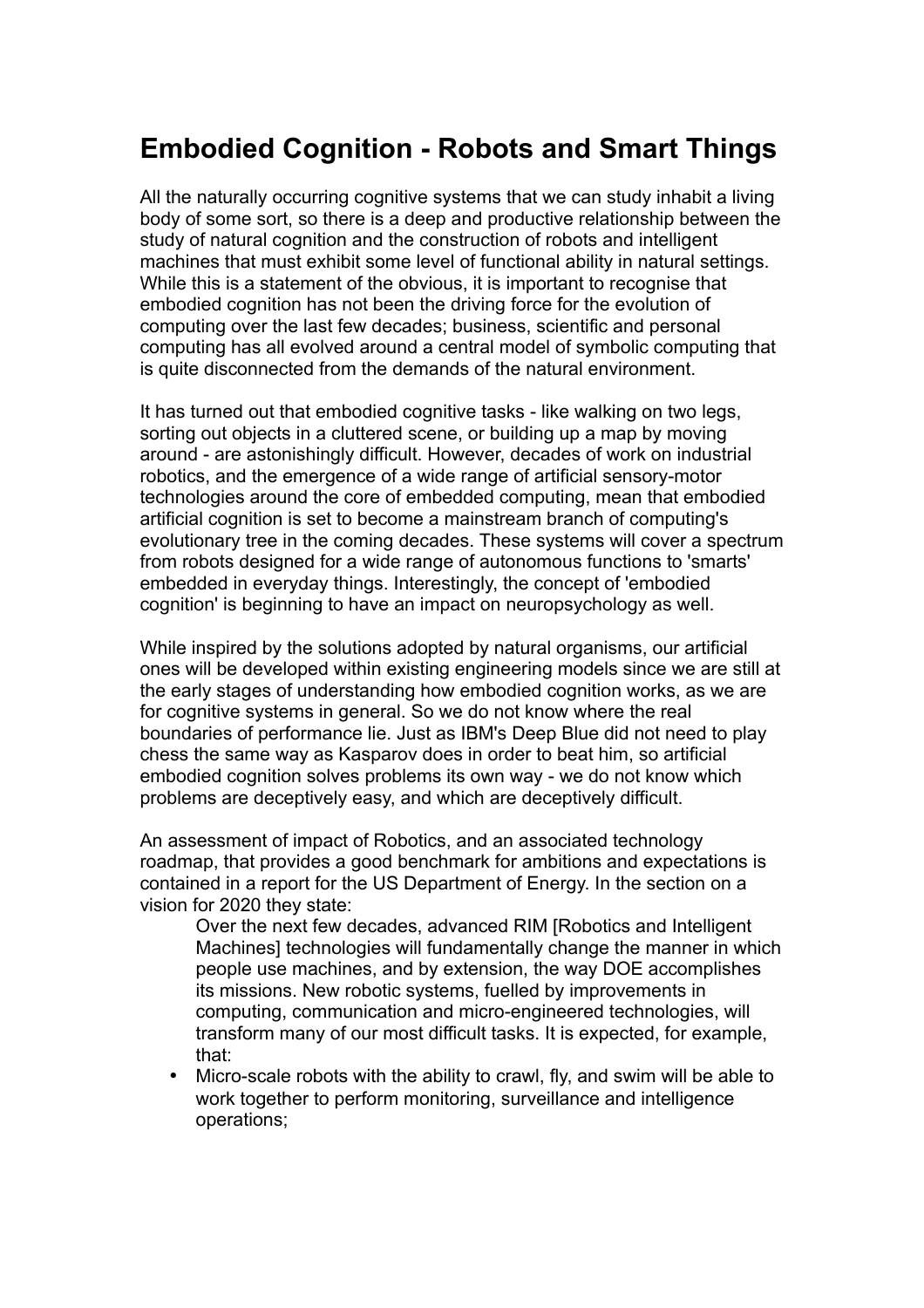# Embodied Cognition - Robots and Smart Things

All the naturally occurring cognitive systems that we can study inhabit a living body of some sort, so there is a deep and productive relationship between the study of natural cognition and the construction of robots and intelligent machines that must exhibit some level of functional ability in natural settings. While this is a statement of the obvious, it is important to recognise that embodied cognition has not been the driving force for the evolution of computing over the last few decades; business, scientific and personal computing has all evolved around a central model of symbolic computing that is quite disconnected from the demands of the natural environment.

It has turned out that embodied cognitive tasks - like walking on two legs, sorting out objects in a cluttered scene, or building up a map by moving around - are astonishingly difficult. However, decades of work on industrial robotics, and the emergence of a wide range of artificial sensory-motor technologies around the core of embedded computing, mean that embodied artificial cognition is set to become a mainstream branch of computing's evolutionary tree in the coming decades. These systems will cover a spectrum from robots designed for a wide range of autonomous functions to 'smarts' embedded in everyday things. Interestingly, the concept of 'embodied cognition' is beginning to have an impact on neuropsychology as well.

While inspired by the solutions adopted by natural organisms, our artificial ones will be developed within existing engineering models since we are still at the early stages of understanding how embodied cognition works, as we are for cognitive systems in general. So we do not know where the real boundaries of performance lie. Just as IBM's Deep Blue did not need to play chess the same way as Kasparov does in order to beat him, so artificial embodied cognition solves problems its own way - we do not know which problems are deceptively easy, and which are deceptively difficult.

An assessment of impact of Robotics, and an associated technology roadmap, that provides a good benchmark for ambitions and expectations is contained in a report for the US Department of Energy. In the section on a vision for 2020 they state:

> Over the next few decades, advanced RIM [Robotics and Intelligent Machines] technologies will fundamentally change the manner in which people use machines, and by extension, the way DOE accomplishes its missions. New robotic systems, fuelled by improvements in computing, communication and micro-engineered technologies, will transform many of our most difficult tasks. It is expected, for example, that:

- Micro-scale robots with the ability to crawl, fly, and swim will be able to work together to perform monitoring, surveillance and intelligence operations;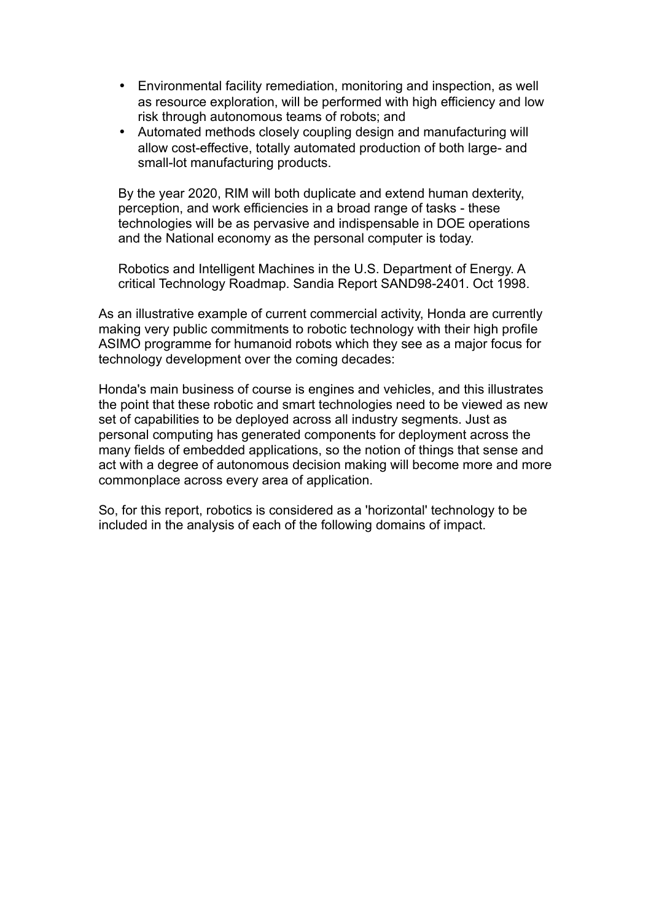- Environmental facility remediation, monitoring and inspection, as well as resource exploration, will be performed with high efficiency and low risk through autonomous teams of robots; and
- Automated methods closely coupling design and manufacturing will allow cost-effective, totally automated production of both large- and small-lot manufacturing products.

By the year 2020, RIM will both duplicate and extend human dexterity, perception, and work efficiencies in a broad range of tasks - these technologies will be as pervasive and indispensable in DOE operations and the National economy as the personal computer is today.

Robotics and Intelligent Machines in the U.S. Department of Energy. A critical Technology Roadmap. Sandia Report SAND98-2401. Oct 1998.

As an illustrative example of current commercial activity, Honda are currently making very public commitments to robotic technology with their high profile ASIMO programme for humanoid robots which they see as a major focus for technology development over the coming decades:

Honda's main business of course is engines and vehicles, and this illustrates the point that these robotic and smart technologies need to be viewed as new set of capabilities to be deployed across all industry segments. Just as personal computing has generated components for deployment across the many fields of embedded applications, so the notion of things that sense and act with a degree of autonomous decision making will become more and more commonplace across every area of application.

So, for this report, robotics is considered as a 'horizontal' technology to be included in the analysis of each of the following domains of impact.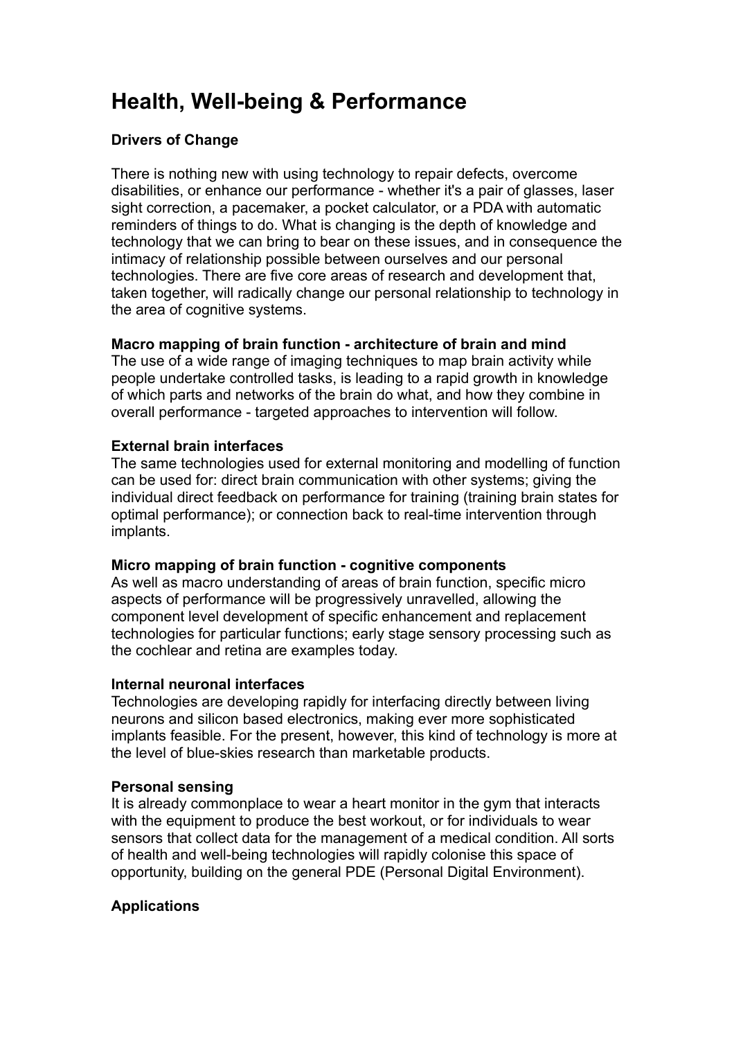# Health, Well-being & Performance

## Drivers of Change

There is nothing new with using technology to repair defects, overcome disabilities, or enhance our performance - whether it's a pair of glasses, laser sight correction, a pacemaker, a pocket calculator, or a PDA with automatic reminders of things to do. What is changing is the depth of knowledge and technology that we can bring to bear on these issues, and in consequence the intimacy of relationship possible between ourselves and our personal technologies. There are five core areas of research and development that, taken together, will radically change our personal relationship to technology in the area of cognitive systems.

**Macro mapping of brain function - architecture of brain and mind**
The use of a wide range of imaging techniques to map brain activity while people undertake controlled tasks, is leading to a rapid growth in knowledge of which parts and networks of the brain do what, and how they combine in overall performance - targeted approaches to intervention will follow.

**External brain interfaces**
The same technologies used for external monitoring and modelling of function can be used for: direct brain communication with other systems; giving the individual direct feedback on performance for training (training brain states for optimal performance); or connection back to real-time intervention through implants.

**Micro mapping of brain function - cognitive components**
As well as macro understanding of areas of brain function, specific micro aspects of performance will be progressively unravelled, allowing the component level development of specific enhancement and replacement technologies for particular functions; early stage sensory processing such as the cochlear and retina are examples today.

**Internal neuronal interfaces**
Technologies are developing rapidly for interfacing directly between living neurons and silicon based electronics, making ever more sophisticated implants feasible. For the present, however, this kind of technology is more at the level of blue-skies research than marketable products.

**Personal sensing**
It is already commonplace to wear a heart monitor in the gym that interacts with the equipment to produce the best workout, or for individuals to wear sensors that collect data for the management of a medical condition. All sorts of health and well-being technologies will rapidly colonise this space of opportunity, building on the general PDE (Personal Digital Environment).

## Applications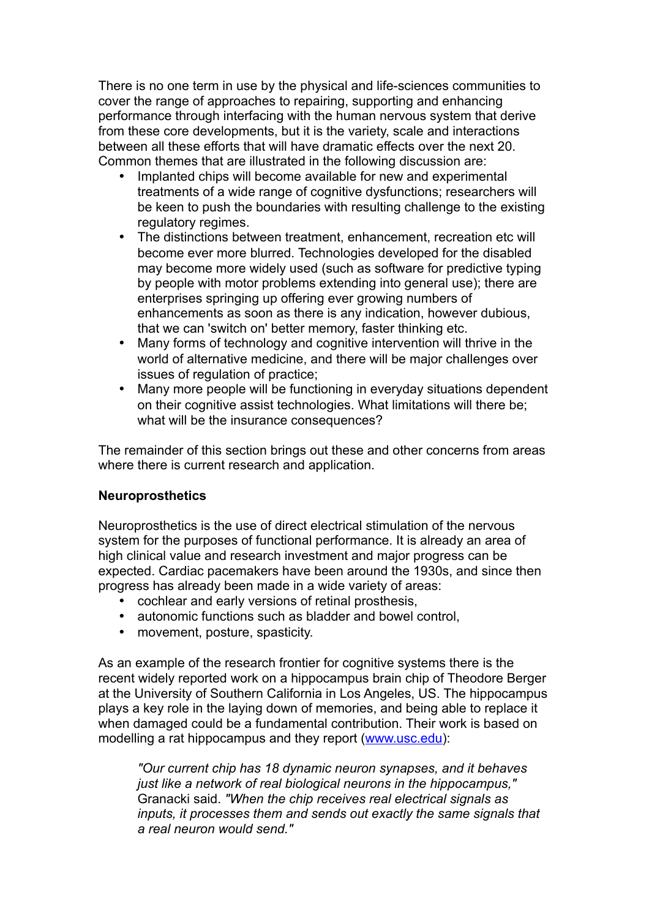There is no one term in use by the physical and life-sciences communities to cover the range of approaches to repairing, supporting and enhancing performance through interfacing with the human nervous system that derive from these core developments, but it is the variety, scale and interactions between all these efforts that will have dramatic effects over the next 20. Common themes that are illustrated in the following discussion are:

- Implanted chips will become available for new and experimental treatments of a wide range of cognitive dysfunctions; researchers will be keen to push the boundaries with resulting challenge to the existing regulatory regimes.
- The distinctions between treatment, enhancement, recreation etc will become ever more blurred. Technologies developed for the disabled may become more widely used (such as software for predictive typing by people with motor problems extending into general use); there are enterprises springing up offering ever growing numbers of enhancements as soon as there is any indication, however dubious, that we can 'switch on' better memory, faster thinking etc.
- Many forms of technology and cognitive intervention will thrive in the world of alternative medicine, and there will be major challenges over issues of regulation of practice;
- Many more people will be functioning in everyday situations dependent on their cognitive assist technologies. What limitations will there be; what will be the insurance consequences?

The remainder of this section brings out these and other concerns from areas where there is current research and application.

**Neuroprosthetics**

Neuroprosthetics is the use of direct electrical stimulation of the nervous system for the purposes of functional performance. It is already an area of high clinical value and research investment and major progress can be expected. Cardiac pacemakers have been around the 1930s, and since then progress has already been made in a wide variety of areas:

- cochlear and early versions of retinal prosthesis,
- autonomic functions such as bladder and bowel control,
- movement, posture, spasticity.

As an example of the research frontier for cognitive systems there is the recent widely reported work on a hippocampus brain chip of Theodore Berger at the University of Southern California in Los Angeles, US. The hippocampus plays a key role in the laying down of memories, and being able to replace it when damaged could be a fundamental contribution. Their work is based on modelling a rat hippocampus and they report ([www.usc.edu](http://www.usc.edu)):

> *"Our current chip has 18 dynamic neuron synapses, and it behaves just like a network of real biological neurons in the hippocampus,"* Granacki said. *"When the chip receives real electrical signals as inputs, it processes them and sends out exactly the same signals that a real neuron would send."*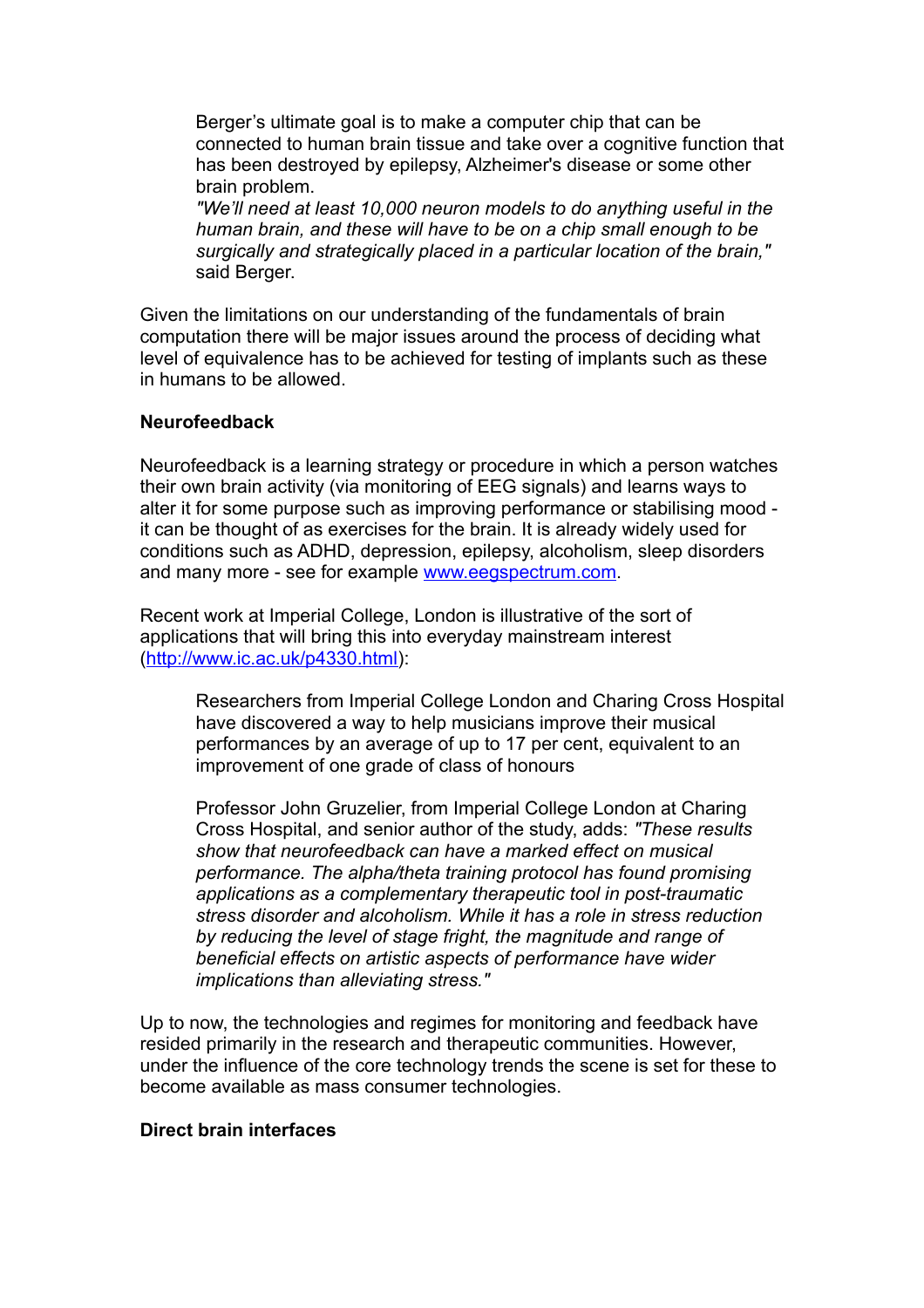> Berger's ultimate goal is to make a computer chip that can be connected to human brain tissue and take over a cognitive function that has been destroyed by epilepsy, Alzheimer's disease or some other brain problem.
> *"We'll need at least 10,000 neuron models to do anything useful in the human brain, and these will have to be on a chip small enough to be surgically and strategically placed in a particular location of the brain,"* said Berger.

Given the limitations on our understanding of the fundamentals of brain computation there will be major issues around the process of deciding what level of equivalence has to be achieved for testing of implants such as these in humans to be allowed.

**Neurofeedback**

Neurofeedback is a learning strategy or procedure in which a person watches their own brain activity (via monitoring of EEG signals) and learns ways to alter it for some purpose such as improving performance or stabilising mood - it can be thought of as exercises for the brain. It is already widely used for conditions such as ADHD, depression, epilepsy, alcoholism, sleep disorders and many more - see for example [www.eegspectrum.com](http://www.eegspectrum.com).

Recent work at Imperial College, London is illustrative of the sort of applications that will bring this into everyday mainstream interest ([http://www.ic.ac.uk/p4330.html](http://www.ic.ac.uk/p4330.html)):

> Researchers from Imperial College London and Charing Cross Hospital have discovered a way to help musicians improve their musical performances by an average of up to 17 per cent, equivalent to an improvement of one grade of class of honours
>
> Professor John Gruzelier, from Imperial College London at Charing Cross Hospital, and senior author of the study, adds: *"These results show that neurofeedback can have a marked effect on musical performance. The alpha/theta training protocol has found promising applications as a complementary therapeutic tool in post-traumatic stress disorder and alcoholism. While it has a role in stress reduction by reducing the level of stage fright, the magnitude and range of beneficial effects on artistic aspects of performance have wider implications than alleviating stress."*

Up to now, the technologies and regimes for monitoring and feedback have resided primarily in the research and therapeutic communities. However, under the influence of the core technology trends the scene is set for these to become available as mass consumer technologies.

**Direct brain interfaces**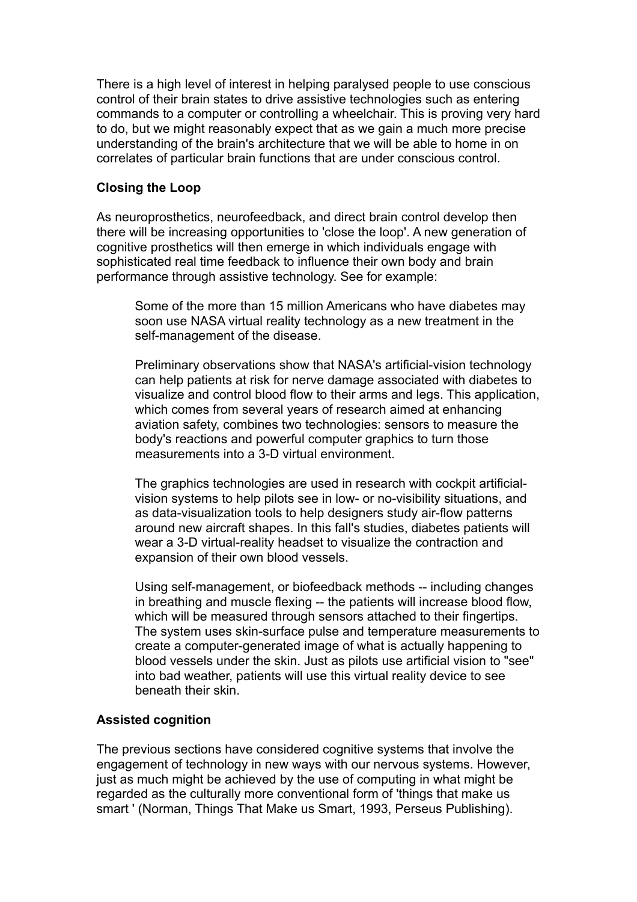There is a high level of interest in helping paralysed people to use conscious control of their brain states to drive assistive technologies such as entering commands to a computer or controlling a wheelchair. This is proving very hard to do, but we might reasonably expect that as we gain a much more precise understanding of the brain's architecture that we will be able to home in on correlates of particular brain functions that are under conscious control.

**Closing the Loop**

As neuroprosthetics, neurofeedback, and direct brain control develop then there will be increasing opportunities to 'close the loop'. A new generation of cognitive prosthetics will then emerge in which individuals engage with sophisticated real time feedback to influence their own body and brain performance through assistive technology. See for example:

> Some of the more than 15 million Americans who have diabetes may soon use NASA virtual reality technology as a new treatment in the self-management of the disease.
>
> Preliminary observations show that NASA's artificial-vision technology can help patients at risk for nerve damage associated with diabetes to visualize and control blood flow to their arms and legs. This application, which comes from several years of research aimed at enhancing aviation safety, combines two technologies: sensors to measure the body's reactions and powerful computer graphics to turn those measurements into a 3-D virtual environment.
>
> The graphics technologies are used in research with cockpit artificial-vision systems to help pilots see in low- or no-visibility situations, and as data-visualization tools to help designers study air-flow patterns around new aircraft shapes. In this fall's studies, diabetes patients will wear a 3-D virtual-reality headset to visualize the contraction and expansion of their own blood vessels.
>
> Using self-management, or biofeedback methods -- including changes in breathing and muscle flexing -- the patients will increase blood flow, which will be measured through sensors attached to their fingertips. The system uses skin-surface pulse and temperature measurements to create a computer-generated image of what is actually happening to blood vessels under the skin. Just as pilots use artificial vision to "see" into bad weather, patients will use this virtual reality device to see beneath their skin.

**Assisted cognition**

The previous sections have considered cognitive systems that involve the engagement of technology in new ways with our nervous systems. However, just as much might be achieved by the use of computing in what might be regarded as the culturally more conventional form of 'things that make us smart ' (Norman, Things That Make us Smart, 1993, Perseus Publishing).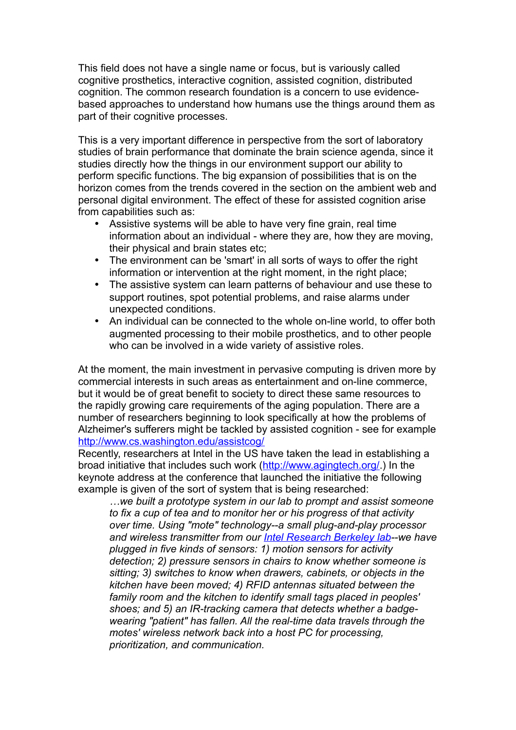This field does not have a single name or focus, but is variously called cognitive prosthetics, interactive cognition, assisted cognition, distributed cognition. The common research foundation is a concern to use evidence-based approaches to understand how humans use the things around them as part of their cognitive processes.

This is a very important difference in perspective from the sort of laboratory studies of brain performance that dominate the brain science agenda, since it studies directly how the things in our environment support our ability to perform specific functions. The big expansion of possibilities that is on the horizon comes from the trends covered in the section on the ambient web and personal digital environment. The effect of these for assisted cognition arise from capabilities such as:

- Assistive systems will be able to have very fine grain, real time information about an individual - where they are, how they are moving, their physical and brain states etc;
- The environment can be 'smart' in all sorts of ways to offer the right information or intervention at the right moment, in the right place;
- The assistive system can learn patterns of behaviour and use these to support routines, spot potential problems, and raise alarms under unexpected conditions.
- An individual can be connected to the whole on-line world, to offer both augmented processing to their mobile prosthetics, and to other people who can be involved in a wide variety of assistive roles.

At the moment, the main investment in pervasive computing is driven more by commercial interests in such areas as entertainment and on-line commerce, but it would be of great benefit to society to direct these same resources to the rapidly growing care requirements of the aging population. There are a number of researchers beginning to look specifically at how the problems of Alzheimer's sufferers might be tackled by assisted cognition - see for example [http://www.cs.washington.edu/assistcog/](http://www.cs.washington.edu/assistcog/)
Recently, researchers at Intel in the US have taken the lead in establishing a broad initiative that includes such work ([http://www.agingtech.org/](http://www.agingtech.org/).) In the keynote address at the conference that launched the initiative the following example is given of the sort of system that is being researched:

> *…we built a prototype system in our lab to prompt and assist someone to fix a cup of tea and to monitor her or his progress of that activity over time. Using "mote" technology--a small plug-and-play processor and wireless transmitter from our [Intel Research Berkeley lab](#)--we have plugged in five kinds of sensors: 1) motion sensors for activity detection; 2) pressure sensors in chairs to know whether someone is sitting; 3) switches to know when drawers, cabinets, or objects in the kitchen have been moved; 4) RFID antennas situated between the family room and the kitchen to identify small tags placed in peoples' shoes; and 5) an IR-tracking camera that detects whether a badge-wearing "patient" has fallen. All the real-time data travels through the motes' wireless network back into a host PC for processing, prioritization, and communication.*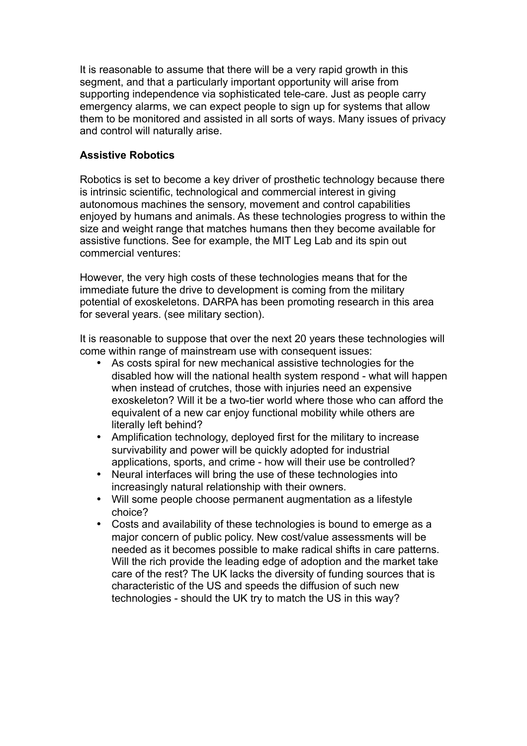It is reasonable to assume that there will be a very rapid growth in this segment, and that a particularly important opportunity will arise from supporting independence via sophisticated tele-care. Just as people carry emergency alarms, we can expect people to sign up for systems that allow them to be monitored and assisted in all sorts of ways. Many issues of privacy and control will naturally arise.

**Assistive Robotics**

Robotics is set to become a key driver of prosthetic technology because there is intrinsic scientific, technological and commercial interest in giving autonomous machines the sensory, movement and control capabilities enjoyed by humans and animals. As these technologies progress to within the size and weight range that matches humans then they become available for assistive functions. See for example, the MIT Leg Lab and its spin out commercial ventures:

However, the very high costs of these technologies means that for the immediate future the drive to development is coming from the military potential of exoskeletons. DARPA has been promoting research in this area for several years. (see military section).

It is reasonable to suppose that over the next 20 years these technologies will come within range of mainstream use with consequent issues:

- As costs spiral for new mechanical assistive technologies for the disabled how will the national health system respond - what will happen when instead of crutches, those with injuries need an expensive exoskeleton? Will it be a two-tier world where those who can afford the equivalent of a new car enjoy functional mobility while others are literally left behind?
- Amplification technology, deployed first for the military to increase survivability and power will be quickly adopted for industrial applications, sports, and crime - how will their use be controlled?
- Neural interfaces will bring the use of these technologies into increasingly natural relationship with their owners.
- Will some people choose permanent augmentation as a lifestyle choice?
- Costs and availability of these technologies is bound to emerge as a major concern of public policy. New cost/value assessments will be needed as it becomes possible to make radical shifts in care patterns. Will the rich provide the leading edge of adoption and the market take care of the rest? The UK lacks the diversity of funding sources that is characteristic of the US and speeds the diffusion of such new technologies - should the UK try to match the US in this way?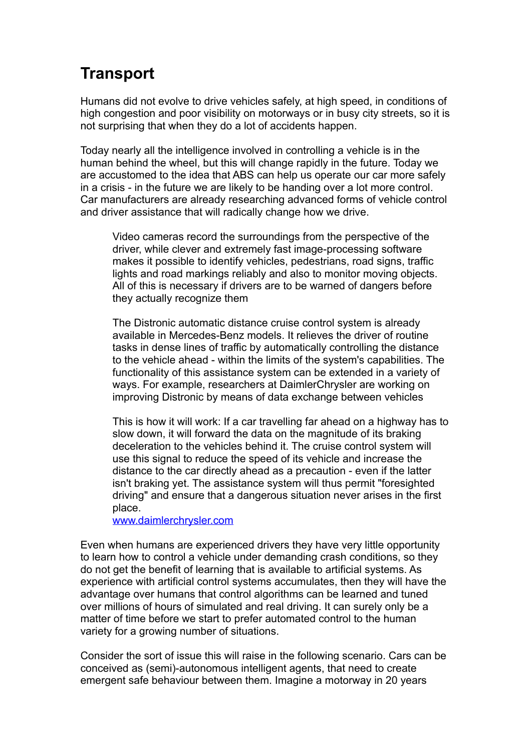# Transport

Humans did not evolve to drive vehicles safely, at high speed, in conditions of high congestion and poor visibility on motorways or in busy city streets, so it is not surprising that when they do a lot of accidents happen.

Today nearly all the intelligence involved in controlling a vehicle is in the human behind the wheel, but this will change rapidly in the future. Today we are accustomed to the idea that ABS can help us operate our car more safely in a crisis - in the future we are likely to be handing over a lot more control. Car manufacturers are already researching advanced forms of vehicle control and driver assistance that will radically change how we drive.

> Video cameras record the surroundings from the perspective of the driver, while clever and extremely fast image-processing software makes it possible to identify vehicles, pedestrians, road signs, traffic lights and road markings reliably and also to monitor moving objects. All of this is necessary if drivers are to be warned of dangers before they actually recognize them
>
> The Distronic automatic distance cruise control system is already available in Mercedes-Benz models. It relieves the driver of routine tasks in dense lines of traffic by automatically controlling the distance to the vehicle ahead - within the limits of the system's capabilities. The functionality of this assistance system can be extended in a variety of ways. For example, researchers at DaimlerChrysler are working on improving Distronic by means of data exchange between vehicles
>
> This is how it will work: If a car travelling far ahead on a highway has to slow down, it will forward the data on the magnitude of its braking deceleration to the vehicles behind it. The cruise control system will use this signal to reduce the speed of its vehicle and increase the distance to the car directly ahead as a precaution - even if the latter isn't braking yet. The assistance system will thus permit "foresighted driving" and ensure that a dangerous situation never arises in the first place.
> [www.daimlerchrysler.com](http://www.daimlerchrysler.com)

Even when humans are experienced drivers they have very little opportunity to learn how to control a vehicle under demanding crash conditions, so they do not get the benefit of learning that is available to artificial systems. As experience with artificial control systems accumulates, then they will have the advantage over humans that control algorithms can be learned and tuned over millions of hours of simulated and real driving. It can surely only be a matter of time before we start to prefer automated control to the human variety for a growing number of situations.

Consider the sort of issue this will raise in the following scenario. Cars can be conceived as (semi)-autonomous intelligent agents, that need to create emergent safe behaviour between them. Imagine a motorway in 20 years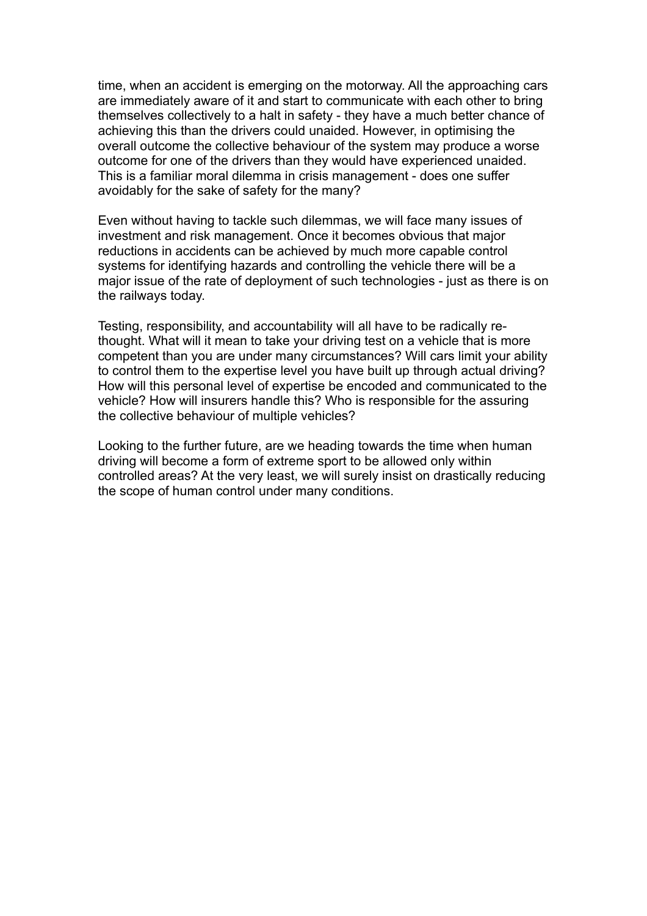time, when an accident is emerging on the motorway. All the approaching cars are immediately aware of it and start to communicate with each other to bring themselves collectively to a halt in safety - they have a much better chance of achieving this than the drivers could unaided. However, in optimising the overall outcome the collective behaviour of the system may produce a worse outcome for one of the drivers than they would have experienced unaided. This is a familiar moral dilemma in crisis management - does one suffer avoidably for the sake of safety for the many?

Even without having to tackle such dilemmas, we will face many issues of investment and risk management. Once it becomes obvious that major reductions in accidents can be achieved by much more capable control systems for identifying hazards and controlling the vehicle there will be a major issue of the rate of deployment of such technologies - just as there is on the railways today.

Testing, responsibility, and accountability will all have to be radically re-thought. What will it mean to take your driving test on a vehicle that is more competent than you are under many circumstances? Will cars limit your ability to control them to the expertise level you have built up through actual driving? How will this personal level of expertise be encoded and communicated to the vehicle? How will insurers handle this? Who is responsible for the assuring the collective behaviour of multiple vehicles?

Looking to the further future, are we heading towards the time when human driving will become a form of extreme sport to be allowed only within controlled areas? At the very least, we will surely insist on drastically reducing the scope of human control under many conditions.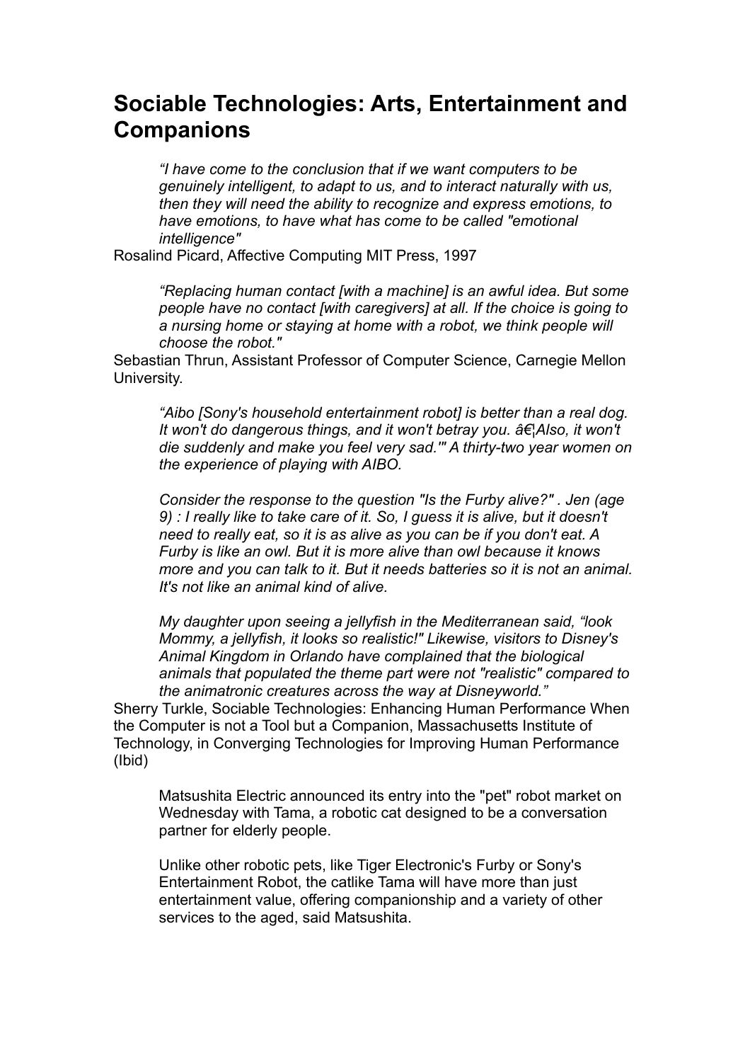# Sociable Technologies: Arts, Entertainment and Companions

> *"I have come to the conclusion that if we want computers to be genuinely intelligent, to adapt to us, and to interact naturally with us, then they will need the ability to recognize and express emotions, to have emotions, to have what has come to be called "emotional intelligence"*

Rosalind Picard, Affective Computing MIT Press, 1997

> *"Replacing human contact [with a machine] is an awful idea. But some people have no contact [with caregivers] at all. If the choice is going to a nursing home or staying at home with a robot, we think people will choose the robot."*

Sebastian Thrun, Assistant Professor of Computer Science, Carnegie Mellon University.

> *"Aibo [Sony's household entertainment robot] is better than a real dog. It won't do dangerous things, and it won't betray you. â€¦Also, it won't die suddenly and make you feel very sad.'" A thirty-two year women on the experience of playing with AIBO.*
>
> *Consider the response to the question "Is the Furby alive?" . Jen (age 9) : I really like to take care of it. So, I guess it is alive, but it doesn't need to really eat, so it is as alive as you can be if you don't eat. A Furby is like an owl. But it is more alive than owl because it knows more and you can talk to it. But it needs batteries so it is not an animal. It's not like an animal kind of alive.*
>
> *My daughter upon seeing a jellyfish in the Mediterranean said, "look Mommy, a jellyfish, it looks so realistic!" Likewise, visitors to Disney's Animal Kingdom in Orlando have complained that the biological animals that populated the theme part were not "realistic" compared to the animatronic creatures across the way at Disneyworld."*

Sherry Turkle, Sociable Technologies: Enhancing Human Performance When the Computer is not a Tool but a Companion, Massachusetts Institute of Technology, in Converging Technologies for Improving Human Performance (Ibid)

> Matsushita Electric announced its entry into the "pet" robot market on Wednesday with Tama, a robotic cat designed to be a conversation partner for elderly people.
>
> Unlike other robotic pets, like Tiger Electronic's Furby or Sony's Entertainment Robot, the catlike Tama will have more than just entertainment value, offering companionship and a variety of other services to the aged, said Matsushita.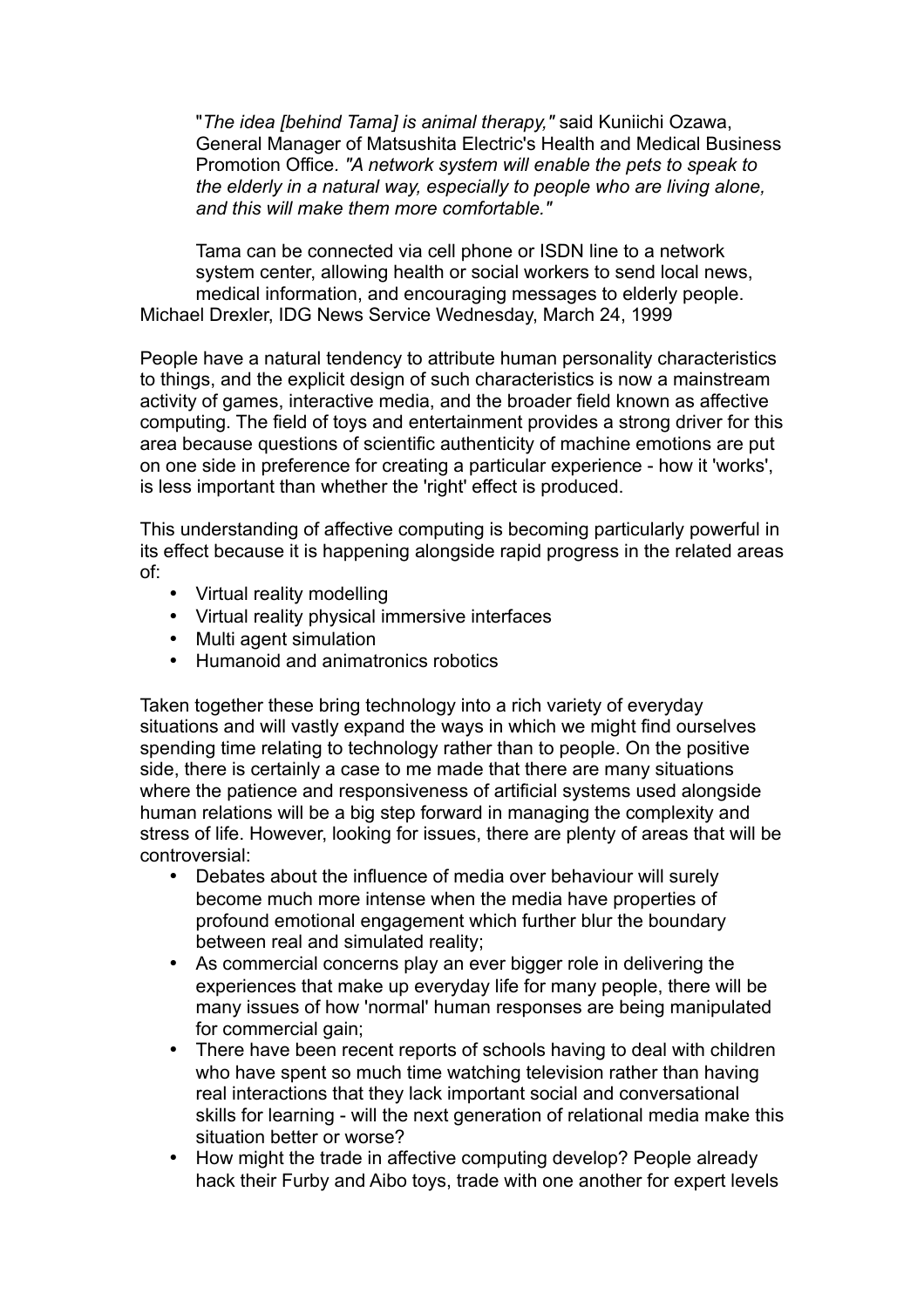"*The idea [behind Tama] is animal therapy,"* said Kuniichi Ozawa, General Manager of Matsushita Electric's Health and Medical Business Promotion Office. *"A network system will enable the pets to speak to the elderly in a natural way, especially to people who are living alone, and this will make them more comfortable."*

Tama can be connected via cell phone or ISDN line to a network system center, allowing health or social workers to send local news, medical information, and encouraging messages to elderly people.

Michael Drexler, IDG News Service Wednesday, March 24, 1999

People have a natural tendency to attribute human personality characteristics to things, and the explicit design of such characteristics is now a mainstream activity of games, interactive media, and the broader field known as affective computing. The field of toys and entertainment provides a strong driver for this area because questions of scientific authenticity of machine emotions are put on one side in preference for creating a particular experience - how it 'works', is less important than whether the 'right' effect is produced.

This understanding of affective computing is becoming particularly powerful in its effect because it is happening alongside rapid progress in the related areas of:

- Virtual reality modelling
- Virtual reality physical immersive interfaces
- Multi agent simulation
- Humanoid and animatronics robotics

Taken together these bring technology into a rich variety of everyday situations and will vastly expand the ways in which we might find ourselves spending time relating to technology rather than to people. On the positive side, there is certainly a case to me made that there are many situations where the patience and responsiveness of artificial systems used alongside human relations will be a big step forward in managing the complexity and stress of life. However, looking for issues, there are plenty of areas that will be controversial:

- Debates about the influence of media over behaviour will surely become much more intense when the media have properties of profound emotional engagement which further blur the boundary between real and simulated reality;
- As commercial concerns play an ever bigger role in delivering the experiences that make up everyday life for many people, there will be many issues of how 'normal' human responses are being manipulated for commercial gain;
- There have been recent reports of schools having to deal with children who have spent so much time watching television rather than having real interactions that they lack important social and conversational skills for learning - will the next generation of relational media make this situation better or worse?
- How might the trade in affective computing develop? People already hack their Furby and Aibo toys, trade with one another for expert levels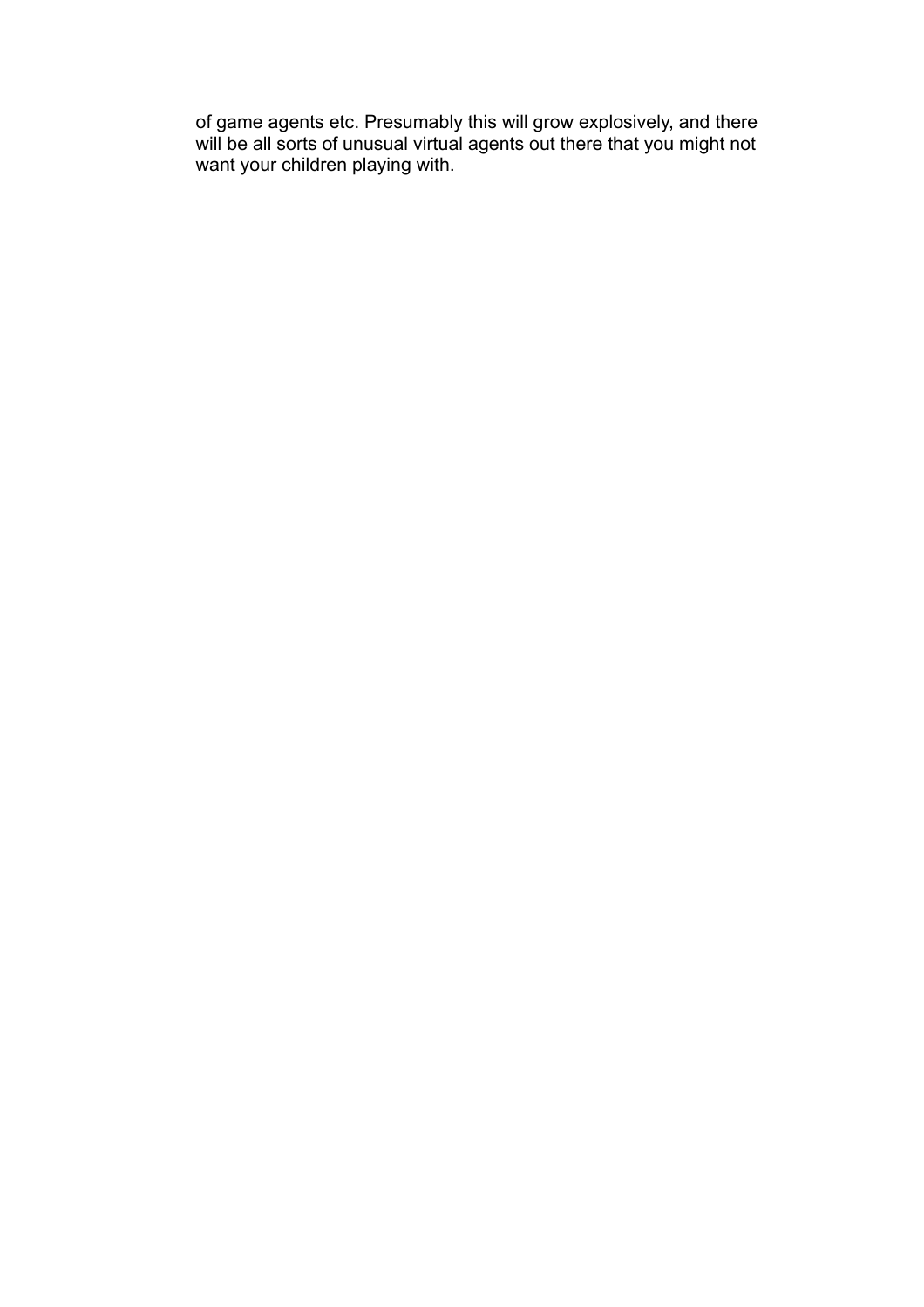of game agents etc. Presumably this will grow explosively, and there will be all sorts of unusual virtual agents out there that you might not want your children playing with.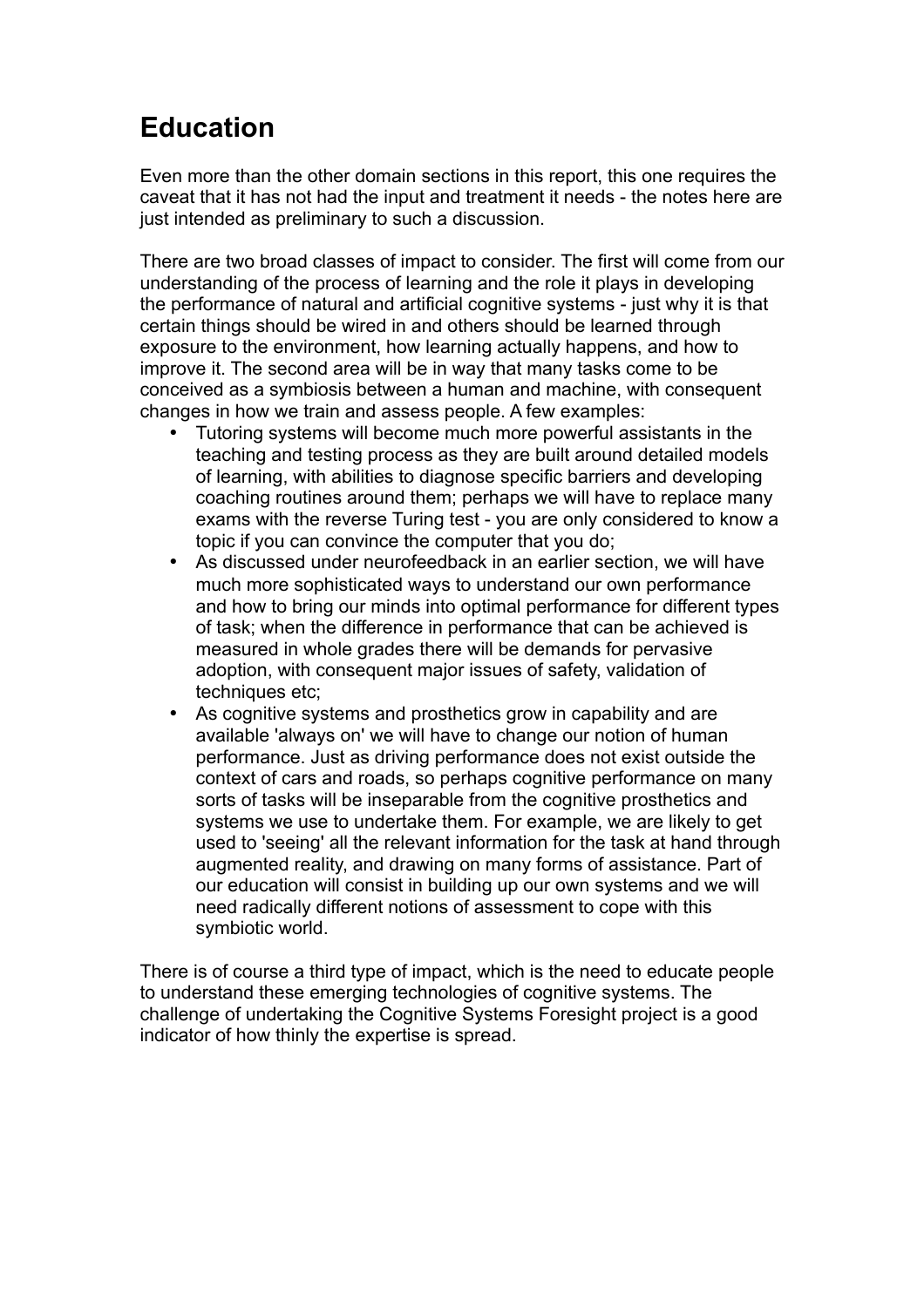# Education

Even more than the other domain sections in this report, this one requires the caveat that it has not had the input and treatment it needs - the notes here are just intended as preliminary to such a discussion.

There are two broad classes of impact to consider. The first will come from our understanding of the process of learning and the role it plays in developing the performance of natural and artificial cognitive systems - just why it is that certain things should be wired in and others should be learned through exposure to the environment, how learning actually happens, and how to improve it. The second area will be in way that many tasks come to be conceived as a symbiosis between a human and machine, with consequent changes in how we train and assess people. A few examples:

- Tutoring systems will become much more powerful assistants in the teaching and testing process as they are built around detailed models of learning, with abilities to diagnose specific barriers and developing coaching routines around them; perhaps we will have to replace many exams with the reverse Turing test - you are only considered to know a topic if you can convince the computer that you do;
- As discussed under neurofeedback in an earlier section, we will have much more sophisticated ways to understand our own performance and how to bring our minds into optimal performance for different types of task; when the difference in performance that can be achieved is measured in whole grades there will be demands for pervasive adoption, with consequent major issues of safety, validation of techniques etc;
- As cognitive systems and prosthetics grow in capability and are available 'always on' we will have to change our notion of human performance. Just as driving performance does not exist outside the context of cars and roads, so perhaps cognitive performance on many sorts of tasks will be inseparable from the cognitive prosthetics and systems we use to undertake them. For example, we are likely to get used to 'seeing' all the relevant information for the task at hand through augmented reality, and drawing on many forms of assistance. Part of our education will consist in building up our own systems and we will need radically different notions of assessment to cope with this symbiotic world.

There is of course a third type of impact, which is the need to educate people to understand these emerging technologies of cognitive systems. The challenge of undertaking the Cognitive Systems Foresight project is a good indicator of how thinly the expertise is spread.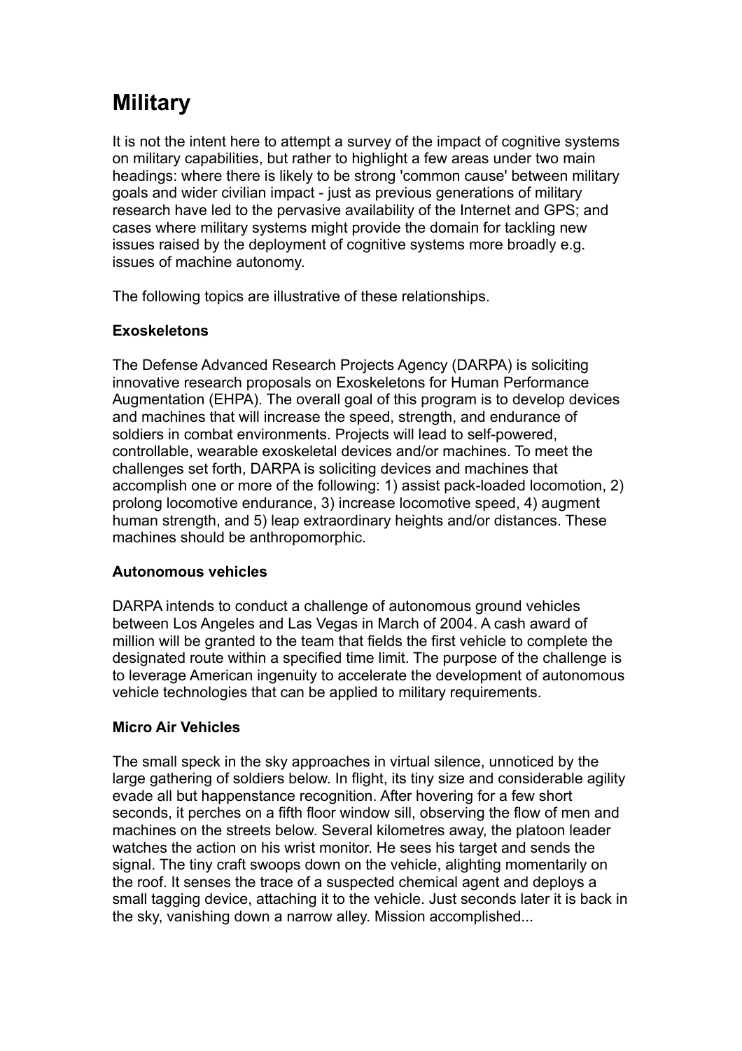# Military

It is not the intent here to attempt a survey of the impact of cognitive systems on military capabilities, but rather to highlight a few areas under two main headings: where there is likely to be strong 'common cause' between military goals and wider civilian impact - just as previous generations of military research have led to the pervasive availability of the Internet and GPS; and cases where military systems might provide the domain for tackling new issues raised by the deployment of cognitive systems more broadly e.g. issues of machine autonomy.

The following topics are illustrative of these relationships.

**Exoskeletons**

The Defense Advanced Research Projects Agency (DARPA) is soliciting innovative research proposals on Exoskeletons for Human Performance Augmentation (EHPA). The overall goal of this program is to develop devices and machines that will increase the speed, strength, and endurance of soldiers in combat environments. Projects will lead to self-powered, controllable, wearable exoskeletal devices and/or machines. To meet the challenges set forth, DARPA is soliciting devices and machines that accomplish one or more of the following: 1) assist pack-loaded locomotion, 2) prolong locomotive endurance, 3) increase locomotive speed, 4) augment human strength, and 5) leap extraordinary heights and/or distances. These machines should be anthropomorphic.

**Autonomous vehicles**

DARPA intends to conduct a challenge of autonomous ground vehicles between Los Angeles and Las Vegas in March of 2004. A cash award of million will be granted to the team that fields the first vehicle to complete the designated route within a specified time limit. The purpose of the challenge is to leverage American ingenuity to accelerate the development of autonomous vehicle technologies that can be applied to military requirements.

**Micro Air Vehicles**

The small speck in the sky approaches in virtual silence, unnoticed by the large gathering of soldiers below. In flight, its tiny size and considerable agility evade all but happenstance recognition. After hovering for a few short seconds, it perches on a fifth floor window sill, observing the flow of men and machines on the streets below. Several kilometres away, the platoon leader watches the action on his wrist monitor. He sees his target and sends the signal. The tiny craft swoops down on the vehicle, alighting momentarily on the roof. It senses the trace of a suspected chemical agent and deploys a small tagging device, attaching it to the vehicle. Just seconds later it is back in the sky, vanishing down a narrow alley. Mission accomplished...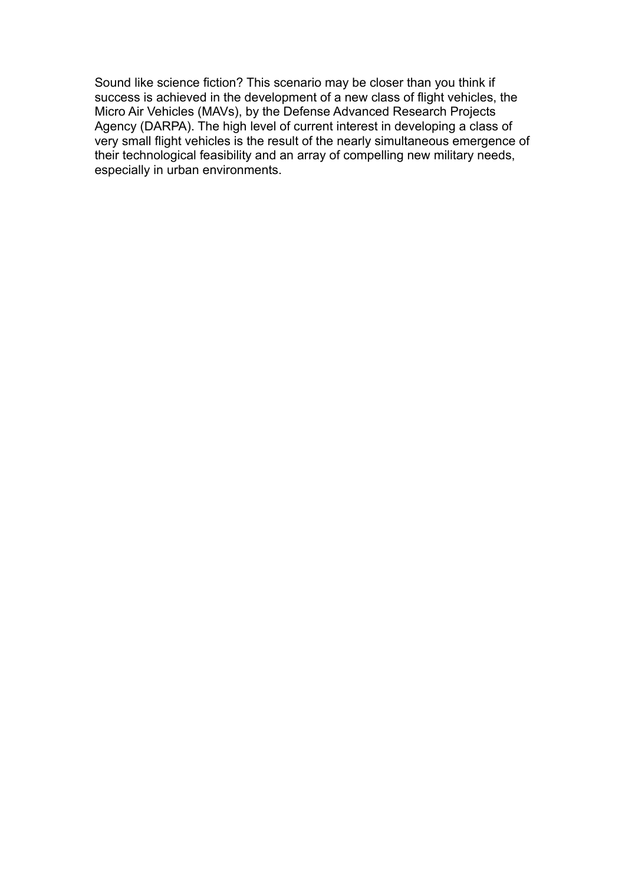Sound like science fiction? This scenario may be closer than you think if success is achieved in the development of a new class of flight vehicles, the Micro Air Vehicles (MAVs), by the Defense Advanced Research Projects Agency (DARPA). The high level of current interest in developing a class of very small flight vehicles is the result of the nearly simultaneous emergence of their technological feasibility and an array of compelling new military needs, especially in urban environments.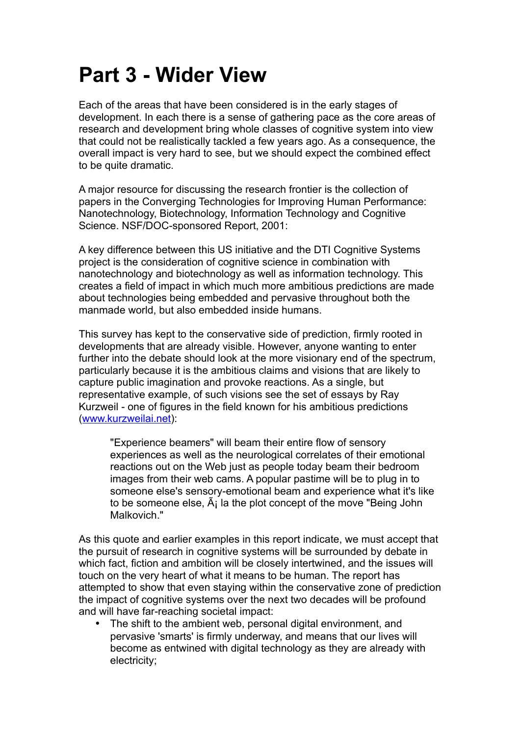# Part 3 - Wider View

Each of the areas that have been considered is in the early stages of development. In each there is a sense of gathering pace as the core areas of research and development bring whole classes of cognitive system into view that could not be realistically tackled a few years ago. As a consequence, the overall impact is very hard to see, but we should expect the combined effect to be quite dramatic.

A major resource for discussing the research frontier is the collection of papers in the Converging Technologies for Improving Human Performance: Nanotechnology, Biotechnology, Information Technology and Cognitive Science. NSF/DOC-sponsored Report, 2001:

A key difference between this US initiative and the DTI Cognitive Systems project is the consideration of cognitive science in combination with nanotechnology and biotechnology as well as information technology. This creates a field of impact in which much more ambitious predictions are made about technologies being embedded and pervasive throughout both the manmade world, but also embedded inside humans.

This survey has kept to the conservative side of prediction, firmly rooted in developments that are already visible. However, anyone wanting to enter further into the debate should look at the more visionary end of the spectrum, particularly because it is the ambitious claims and visions that are likely to capture public imagination and provoke reactions. As a single, but representative example, of such visions see the set of essays by Ray Kurzweil - one of figures in the field known for his ambitious predictions ([www.kurzweilai.net](www.kurzweilai.net)):

> "Experience beamers" will beam their entire flow of sensory experiences as well as the neurological correlates of their emotional reactions out on the Web just as people today beam their bedroom images from their web cams. A popular pastime will be to plug in to someone else's sensory-emotional beam and experience what it's like to be someone else, Ã¡ la the plot concept of the move "Being John Malkovich."

As this quote and earlier examples in this report indicate, we must accept that the pursuit of research in cognitive systems will be surrounded by debate in which fact, fiction and ambition will be closely intertwined, and the issues will touch on the very heart of what it means to be human. The report has attempted to show that even staying within the conservative zone of prediction the impact of cognitive systems over the next two decades will be profound and will have far-reaching societal impact:

- The shift to the ambient web, personal digital environment, and pervasive 'smarts' is firmly underway, and means that our lives will become as entwined with digital technology as they are already with electricity;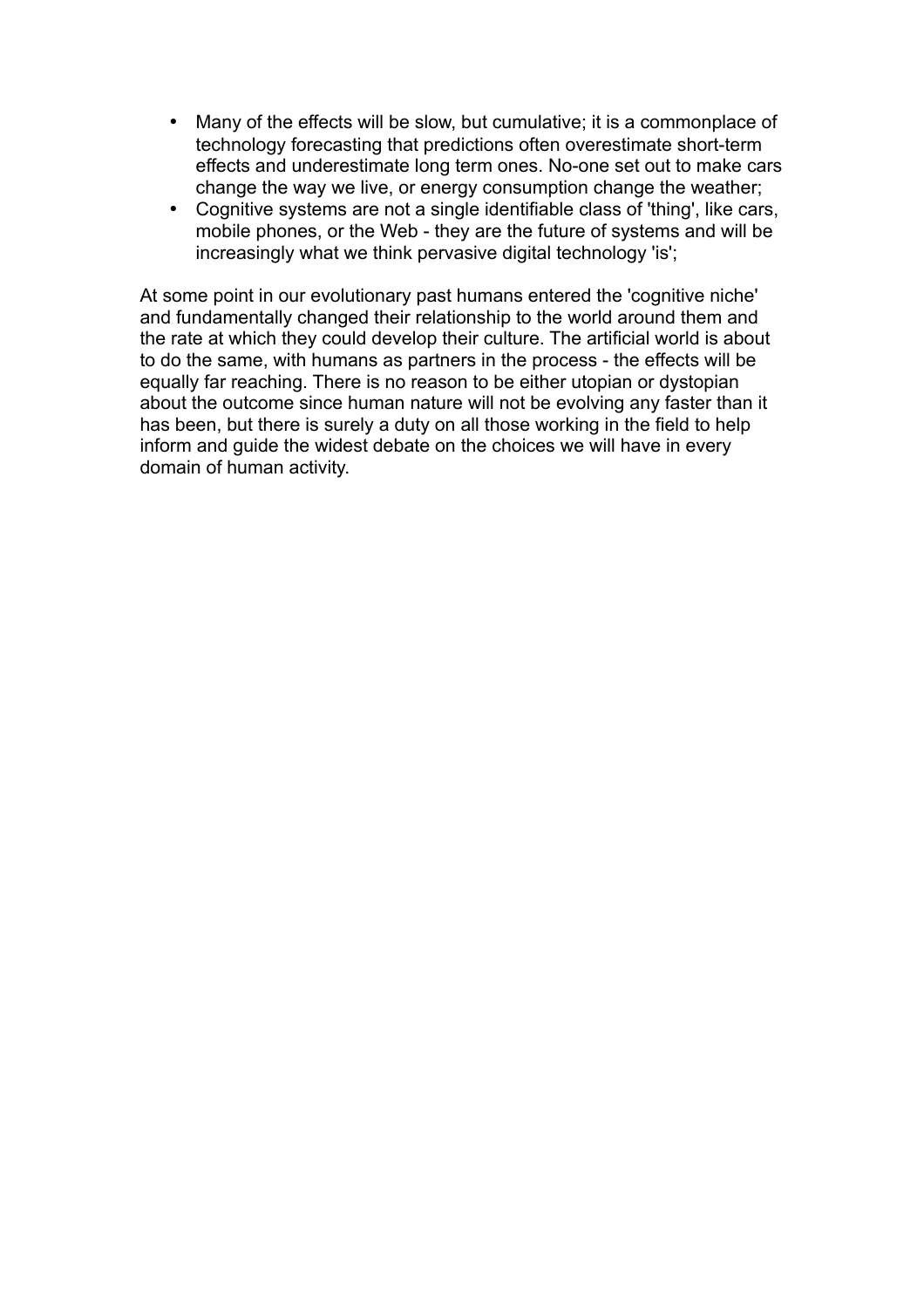- Many of the effects will be slow, but cumulative; it is a commonplace of technology forecasting that predictions often overestimate short-term effects and underestimate long term ones. No-one set out to make cars change the way we live, or energy consumption change the weather;
- Cognitive systems are not a single identifiable class of 'thing', like cars, mobile phones, or the Web - they are the future of systems and will be increasingly what we think pervasive digital technology 'is';

At some point in our evolutionary past humans entered the 'cognitive niche' and fundamentally changed their relationship to the world around them and the rate at which they could develop their culture. The artificial world is about to do the same, with humans as partners in the process - the effects will be equally far reaching. There is no reason to be either utopian or dystopian about the outcome since human nature will not be evolving any faster than it has been, but there is surely a duty on all those working in the field to help inform and guide the widest debate on the choices we will have in every domain of human activity.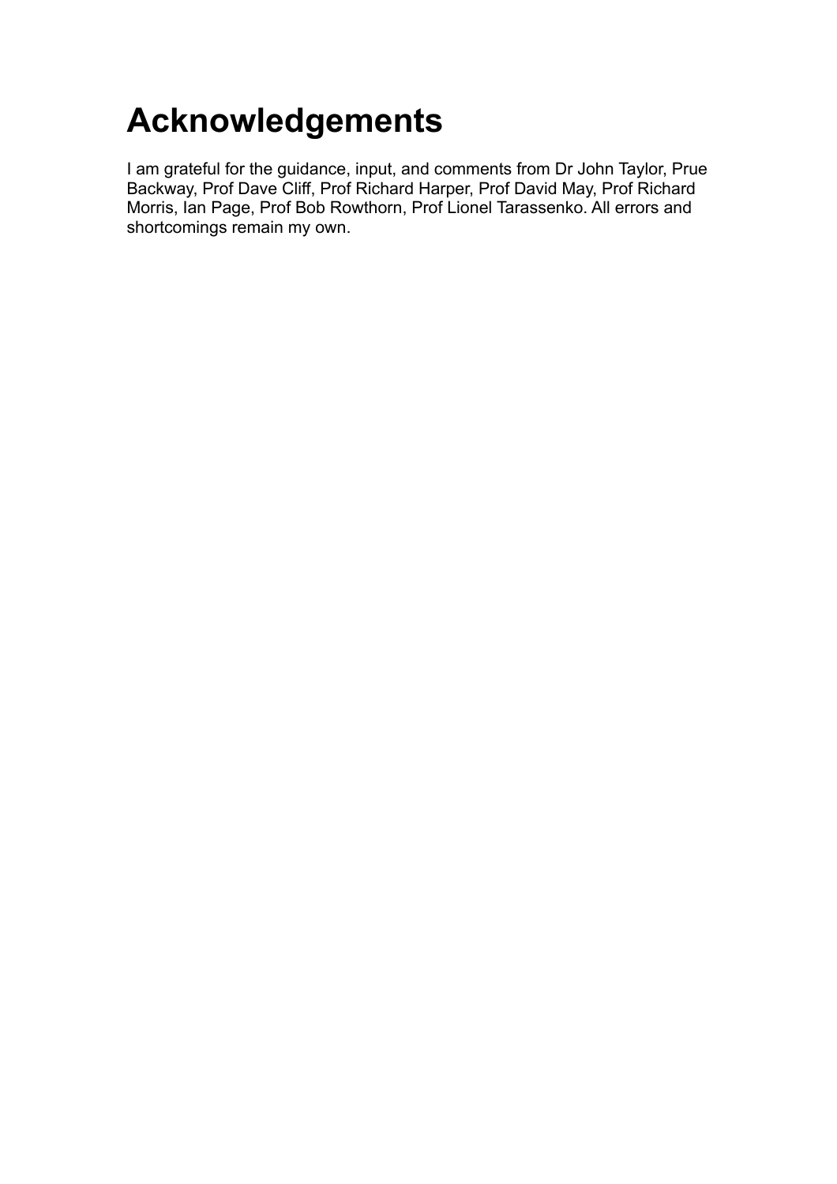# Acknowledgements

I am grateful for the guidance, input, and comments from Dr John Taylor, Prue Backway, Prof Dave Cliff, Prof Richard Harper, Prof David May, Prof Richard Morris, Ian Page, Prof Bob Rowthorn, Prof Lionel Tarassenko. All errors and shortcomings remain my own.